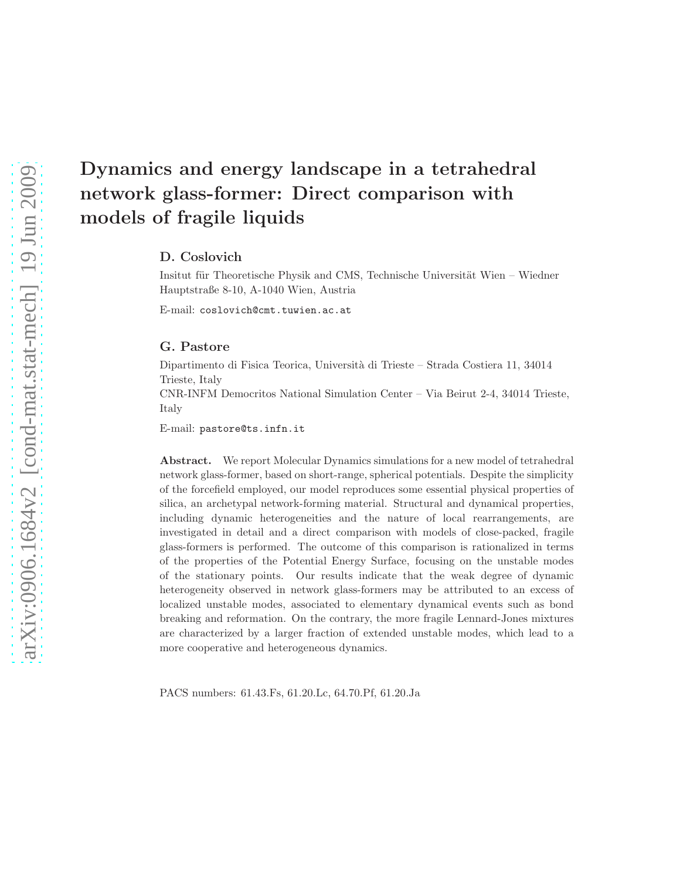# Dynamics and energy landscape in a tetrahedral network glass-former: Direct comparison with models of fragile liquids

**D. Coslovich**

Insitut für Theoretische Physik and CMS, Technische Universität Wien – Wiedner Hauptstraße 8-10, A-1040 Wien, Austria

E-mail: coslovich@cmt.tuwien.ac.at

**G. Pastore**

Dipartimento di Fisica Teorica, Università di Trieste – Strada Costiera 11, 34014 Trieste, Italy

CNR-INFM Democritos National Simulation Center – Via Beirut 2-4, 34014 Trieste, Italy

E-mail: pastore@ts.infn.it

**Abstract.** We report Molecular Dynamics simulations for a new model of tetrahedral network glass-former, based on short-range, spherical potentials. Despite the simplicity of the forcefield employed, our model reproduces some essential physical properties of silica, an archetypal network-forming material. Structural and dynamical properties, including dynamic heterogeneities and the nature of local rearrangements, are investigated in detail and a direct comparison with models of close-packed, fragile glass-formers is performed. The outcome of this comparison is rationalized in terms of the properties of the Potential Energy Surface, focusing on the unstable modes of the stationary points. Our results indicate that the weak degree of dynamic heterogeneity observed in network glass-formers may be attributed to an excess of localized unstable modes, associated to elementary dynamical events such as bond breaking and reformation. On the contrary, the more fragile Lennard-Jones mixtures are characterized by a larger fraction of extended unstable modes, which lead to a more cooperative and heterogeneous dynamics.

PACS numbers: 61.43.Fs, 61.20.Lc, 64.70.Pf, 61.20.Ja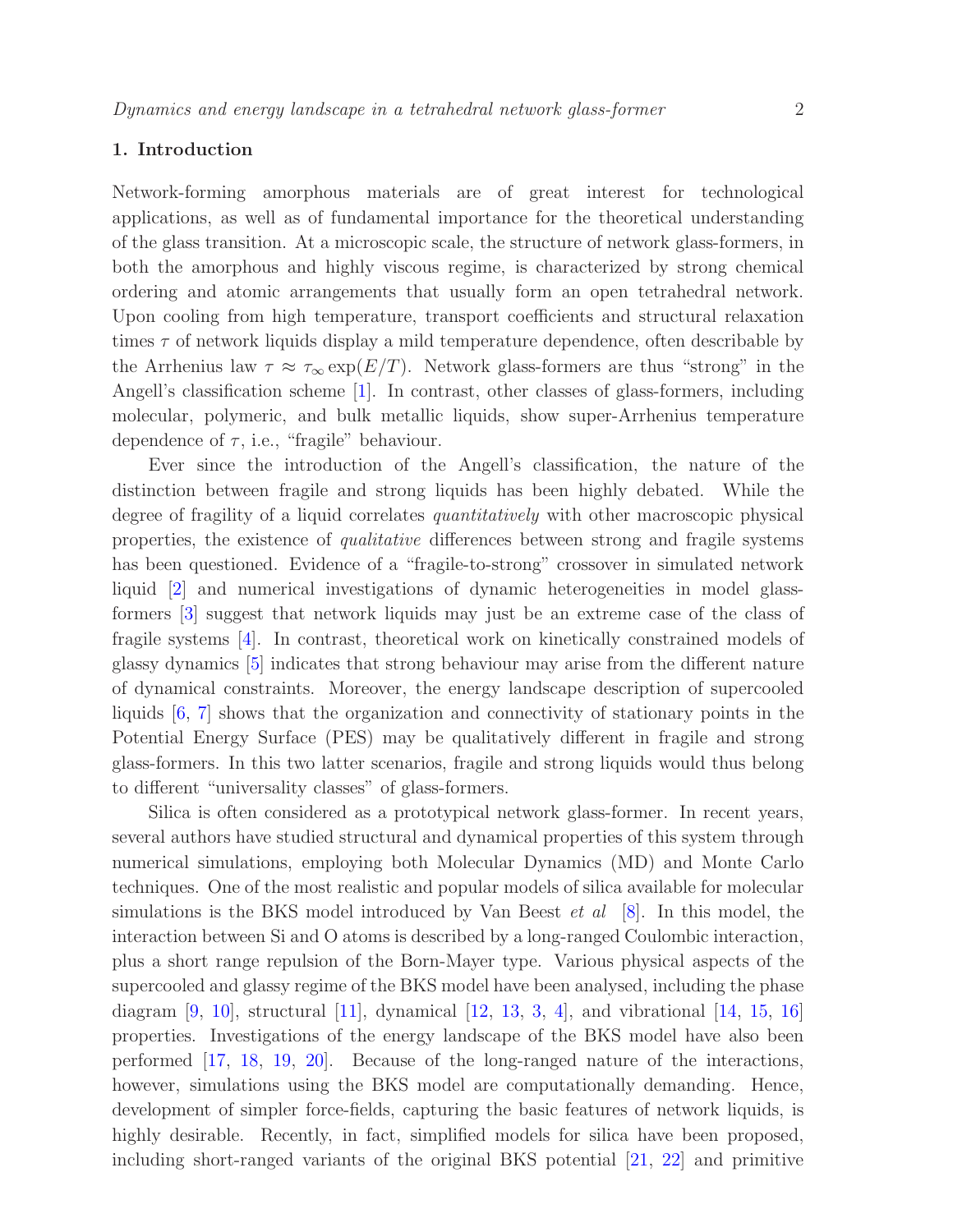## 1. Introduction

Network-forming amorphous materials are of great interest for technological applications, as well as of fundamental importance for the theoretical understanding of the glass transition. At a microscopic scale, the structure of network glass-formers, in both the amorphous and highly viscous regime, is characterized by strong chemical ordering and atomic arrangements that usually form an open tetrahedral network. Upon cooling from high temperature, transport coefficients and structural relaxation times $\tau$ of network liquids display a mild temperature dependence, often describable by the Arrhenius law $\tau \approx \tau_\infty \exp(E/T)$. Network glass-formers are thus "strong" in the Angell's classification scheme [1]. In contrast, other classes of glass-formers, including molecular, polymeric, and bulk metallic liquids, show super-Arrhenius temperature dependence of $\tau$, i.e., "fragile" behaviour.

Ever since the introduction of the Angell's classification, the nature of the distinction between fragile and strong liquids has been highly debated. While the degree of fragility of a liquid correlates *quantitatively* with other macroscopic physical properties, the existence of *qualitative* differences between strong and fragile systems has been questioned. Evidence of a "fragile-to-strong" crossover in simulated network liquid [2] and numerical investigations of dynamic heterogeneities in model glass-formers [3] suggest that network liquids may just be an extreme case of the class of fragile systems [4]. In contrast, theoretical work on kinetically constrained models of glassy dynamics [5] indicates that strong behaviour may arise from the different nature of dynamical constraints. Moreover, the energy landscape description of supercooled liquids [6, 7] shows that the organization and connectivity of stationary points in the Potential Energy Surface (PES) may be qualitatively different in fragile and strong glass-formers. In this two latter scenarios, fragile and strong liquids would thus belong to different "universality classes" of glass-formers.

Silica is often considered as a prototypical network glass-former. In recent years, several authors have studied structural and dynamical properties of this system through numerical simulations, employing both Molecular Dynamics (MD) and Monte Carlo techniques. One of the most realistic and popular models of silica available for molecular simulations is the BKS model introduced by Van Beest *et al* [8]. In this model, the interaction between Si and O atoms is described by a long-ranged Coulombic interaction, plus a short range repulsion of the Born-Mayer type. Various physical aspects of the supercooled and glassy regime of the BKS model have been analysed, including the phase diagram [9, 10], structural [11], dynamical [12, 13, 3, 4], and vibrational [14, 15, 16] properties. Investigations of the energy landscape of the BKS model have also been performed [17, 18, 19, 20]. Because of the long-ranged nature of the interactions, however, simulations using the BKS model are computationally demanding. Hence, development of simpler force-fields, capturing the basic features of network liquids, is highly desirable. Recently, in fact, simplified models for silica have been proposed, including short-ranged variants of the original BKS potential [21, 22] and primitive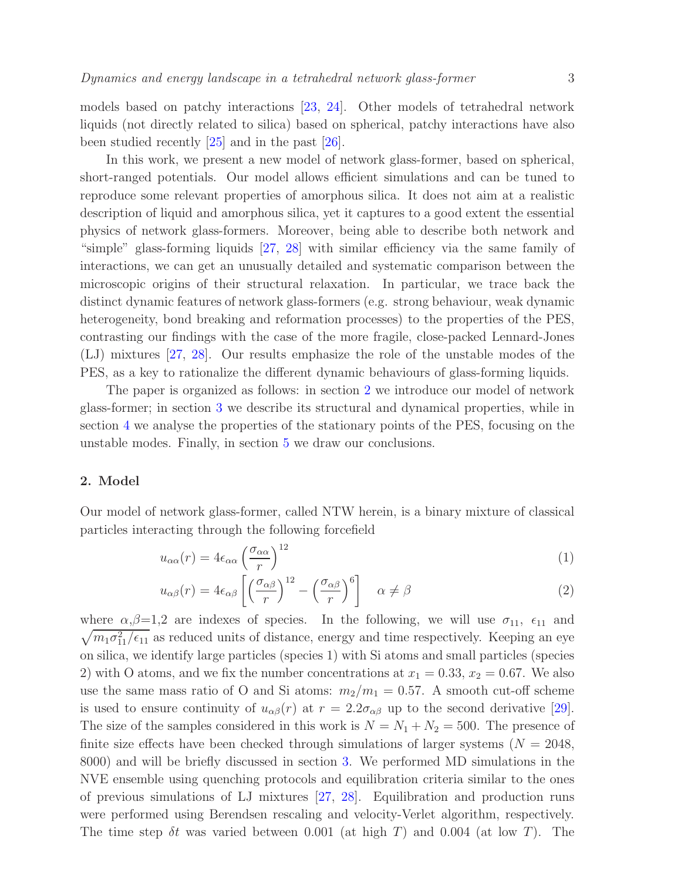models based on patchy interactions [23, 24]. Other models of tetrahedral network liquids (not directly related to silica) based on spherical, patchy interactions have also been studied recently [25] and in the past [26].

In this work, we present a new model of network glass-former, based on spherical, short-ranged potentials. Our model allows efficient simulations and can be tuned to reproduce some relevant properties of amorphous silica. It does not aim at a realistic description of liquid and amorphous silica, yet it captures to a good extent the essential physics of network glass-formers. Moreover, being able to describe both network and "simple" glass-forming liquids [27, 28] with similar efficiency via the same family of interactions, we can get an unusually detailed and systematic comparison between the microscopic origins of their structural relaxation. In particular, we trace back the distinct dynamic features of network glass-formers (e.g. strong behaviour, weak dynamic heterogeneity, bond breaking and reformation processes) to the properties of the PES, contrasting our findings with the case of the more fragile, close-packed Lennard-Jones (LJ) mixtures [27, 28]. Our results emphasize the role of the unstable modes of the PES, as a key to rationalize the different dynamic behaviours of glass-forming liquids.

The paper is organized as follows: in section 2 we introduce our model of network glass-former; in section 3 we describe its structural and dynamical properties, while in section 4 we analyse the properties of the stationary points of the PES, focusing on the unstable modes. Finally, in section 5 we draw our conclusions.

## 2. Model

Our model of network glass-former, called NTW herein, is a binary mixture of classical particles interacting through the following forcefield

$$u_{\alpha\alpha}(r) = 4\epsilon_{\alpha\alpha}\left(\frac{\sigma_{\alpha\alpha}}{r}\right)^{12} \tag{1}$$

$$u_{\alpha\beta}(r) = 4\epsilon_{\alpha\beta}\left[\left(\frac{\sigma_{\alpha\beta}}{r}\right)^{12} - \left(\frac{\sigma_{\alpha\beta}}{r}\right)^{6}\right] \quad \alpha \neq \beta \tag{2}$$

where $\alpha$,$\beta$=1,2 are indexes of species. In the following, we will use $\sigma_{11}$, $\epsilon_{11}$ and $\sqrt{m_1\sigma_{11}^2/\epsilon_{11}}$ as reduced units of distance, energy and time respectively. Keeping an eye on silica, we identify large particles (species 1) with Si atoms and small particles (species 2) with O atoms, and we fix the number concentrations at $x_1 = 0.33$, $x_2 = 0.67$. We also use the same mass ratio of O and Si atoms: $m_2/m_1 = 0.57$. A smooth cut-off scheme is used to ensure continuity of $u_{\alpha\beta}(r)$ at $r = 2.2\sigma_{\alpha\beta}$ up to the second derivative [29]. The size of the samples considered in this work is $N = N_1 + N_2 = 500$. The presence of finite size effects have been checked through simulations of larger systems ($N = 2048$, 8000) and will be briefly discussed in section 3. We performed MD simulations in the NVE ensemble using quenching protocols and equilibration criteria similar to the ones of previous simulations of LJ mixtures [27, 28]. Equilibration and production runs were performed using Berendsen rescaling and velocity-Verlet algorithm, respectively. The time step $\delta t$ was varied between 0.001 (at high $T$) and 0.004 (at low $T$). The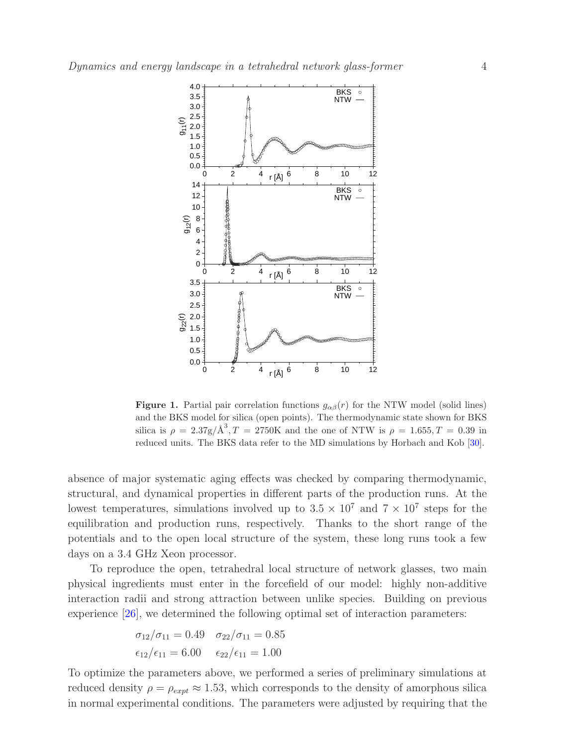**Figure 1.** Partial pair correlation functions $g_{\alpha\beta}(r)$ for the NTW model (solid lines) and the BKS model for silica (open points). The thermodynamic state shown for BKS silica is $\rho = 2.37\text{g/Å}^3, T = 2750\text{K}$ and the one of NTW is $\rho = 1.655, T = 0.39$ in reduced units. The BKS data refer to the MD simulations by Horbach and Kob [30].

absence of major systematic aging effects was checked by comparing thermodynamic, structural, and dynamical properties in different parts of the production runs. At the lowest temperatures, simulations involved up to $3.5 \times 10^7$ and $7 \times 10^7$ steps for the equilibration and production runs, respectively. Thanks to the short range of the potentials and to the open local structure of the system, these long runs took a few days on a 3.4 GHz Xeon processor.

To reproduce the open, tetrahedral local structure of network glasses, two main physical ingredients must enter in the forcefield of our model: highly non-additive interaction radii and strong attraction between unlike species. Building on previous experience [26], we determined the following optimal set of interaction parameters:

$$
\sigma_{12}/\sigma_{11} = 0.49 \quad \sigma_{22}/\sigma_{11} = 0.85
$$
$$
\epsilon_{12}/\epsilon_{11} = 6.00 \quad \epsilon_{22}/\epsilon_{11} = 1.00
$$

To optimize the parameters above, we performed a series of preliminary simulations at reduced density $\rho = \rho_{expt} \approx 1.53$, which corresponds to the density of amorphous silica in normal experimental conditions. The parameters were adjusted by requiring that the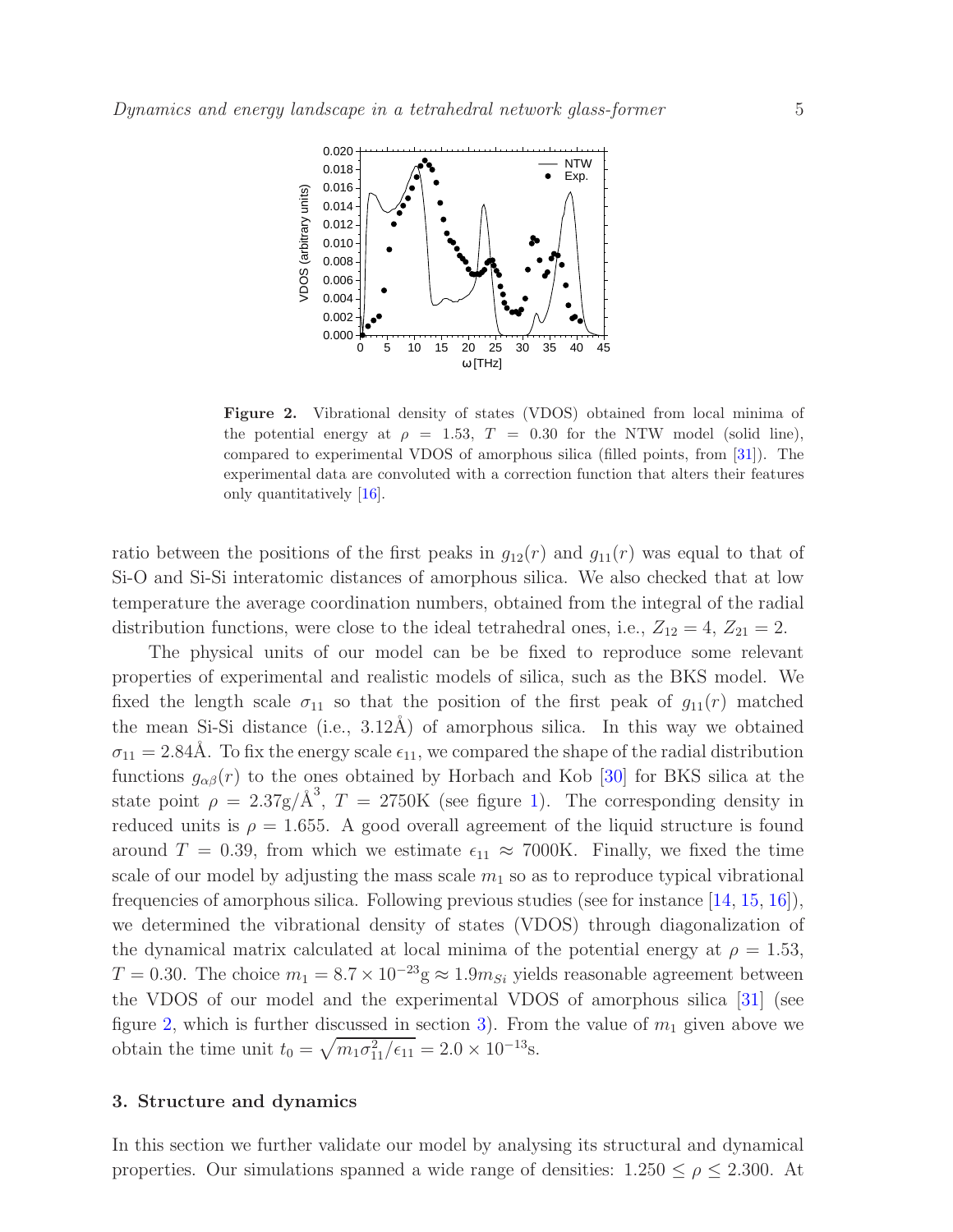**Figure 2.** Vibrational density of states (VDOS) obtained from local minima of the potential energy at $\rho = 1.53$, $T = 0.30$ for the NTW model (solid line), compared to experimental VDOS of amorphous silica (filled points, from [31]). The experimental data are convoluted with a correction function that alters their features only quantitatively [16].

ratio between the positions of the first peaks in $g_{12}(r)$ and $g_{11}(r)$ was equal to that of Si-O and Si-Si interatomic distances of amorphous silica. We also checked that at low temperature the average coordination numbers, obtained from the integral of the radial distribution functions, were close to the ideal tetrahedral ones, i.e., $Z_{12} = 4$, $Z_{21} = 2$.

The physical units of our model can be be fixed to reproduce some relevant properties of experimental and realistic models of silica, such as the BKS model. We fixed the length scale $\sigma_{11}$ so that the position of the first peak of $g_{11}(r)$ matched the mean Si-Si distance (i.e., 3.12Å) of amorphous silica. In this way we obtained $\sigma_{11} = 2.84$Å. To fix the energy scale $\epsilon_{11}$, we compared the shape of the radial distribution functions $g_{\alpha\beta}(r)$ to the ones obtained by Horbach and Kob [30] for BKS silica at the state point $\rho = 2.37\text{g}/\text{Å}^3$, $T = 2750$K (see figure 1). The corresponding density in reduced units is $\rho = 1.655$. A good overall agreement of the liquid structure is found around $T = 0.39$, from which we estimate $\epsilon_{11} \approx 7000$K. Finally, we fixed the time scale of our model by adjusting the mass scale $m_1$ so as to reproduce typical vibrational frequencies of amorphous silica. Following previous studies (see for instance [14, 15, 16]), we determined the vibrational density of states (VDOS) through diagonalization of the dynamical matrix calculated at local minima of the potential energy at $\rho = 1.53$, $T = 0.30$. The choice $m_1 = 8.7 \times 10^{-23}\text{g} \approx 1.9 m_{Si}$ yields reasonable agreement between the VDOS of our model and the experimental VDOS of amorphous silica [31] (see figure 2, which is further discussed in section 3). From the value of $m_1$ given above we obtain the time unit $t_0 = \sqrt{m_1 \sigma_{11}^2 / \epsilon_{11}} = 2.0 \times 10^{-13}$s.

## 3. Structure and dynamics

In this section we further validate our model by analysing its structural and dynamical properties. Our simulations spanned a wide range of densities: $1.250 \leq \rho \leq 2.300$. At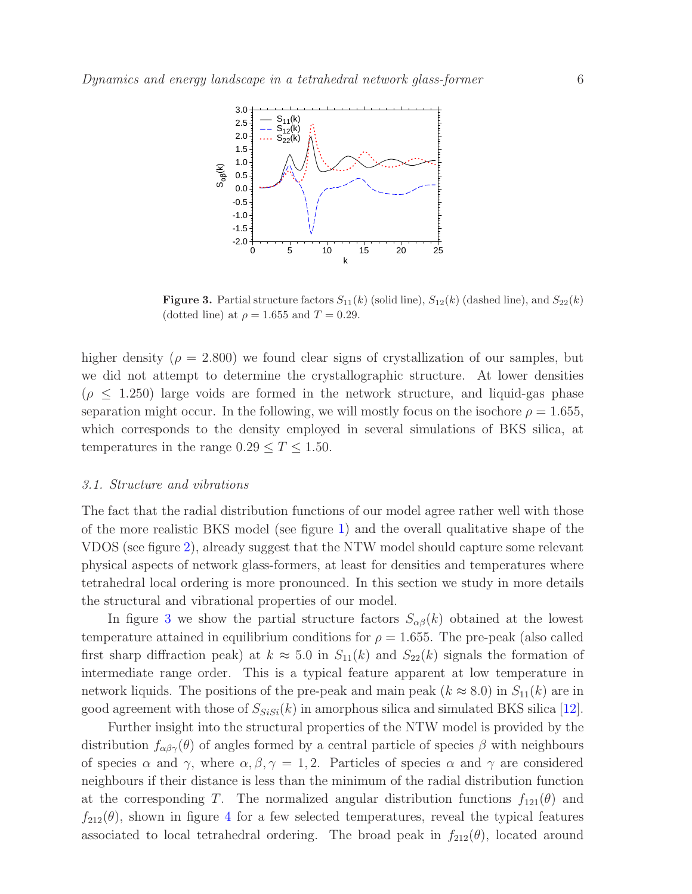**Figure 3.** Partial structure factors $S_{11}(k)$ (solid line), $S_{12}(k)$ (dashed line), and $S_{22}(k)$ (dotted line) at $\rho = 1.655$ and $T = 0.29$.

higher density ($\rho = 2.800$) we found clear signs of crystallization of our samples, but we did not attempt to determine the crystallographic structure. At lower densities ($\rho \leq 1.250$) large voids are formed in the network structure, and liquid-gas phase separation might occur. In the following, we will mostly focus on the isochore $\rho = 1.655$, which corresponds to the density employed in several simulations of BKS silica, at temperatures in the range $0.29 \leq T \leq 1.50$.

### *3.1. Structure and vibrations*

The fact that the radial distribution functions of our model agree rather well with those of the more realistic BKS model (see figure 1) and the overall qualitative shape of the VDOS (see figure 2), already suggest that the NTW model should capture some relevant physical aspects of network glass-formers, at least for densities and temperatures where tetrahedral local ordering is more pronounced. In this section we study in more details the structural and vibrational properties of our model.

In figure 3 we show the partial structure factors $S_{\alpha\beta}(k)$ obtained at the lowest temperature attained in equilibrium conditions for $\rho = 1.655$. The pre-peak (also called first sharp diffraction peak) at $k \approx 5.0$ in $S_{11}(k)$ and $S_{22}(k)$ signals the formation of intermediate range order. This is a typical feature apparent at low temperature in network liquids. The positions of the pre-peak and main peak ($k \approx 8.0$) in $S_{11}(k)$ are in good agreement with those of $S_{SiSi}(k)$ in amorphous silica and simulated BKS silica [12].

Further insight into the structural properties of the NTW model is provided by the distribution $f_{\alpha\beta\gamma}(\theta)$ of angles formed by a central particle of species $\beta$ with neighbours of species $\alpha$ and $\gamma$, where $\alpha, \beta, \gamma = 1, 2$. Particles of species $\alpha$ and $\gamma$ are considered neighbours if their distance is less than the minimum of the radial distribution function at the corresponding $T$. The normalized angular distribution functions $f_{121}(\theta)$ and $f_{212}(\theta)$, shown in figure 4 for a few selected temperatures, reveal the typical features associated to local tetrahedral ordering. The broad peak in $f_{212}(\theta)$, located around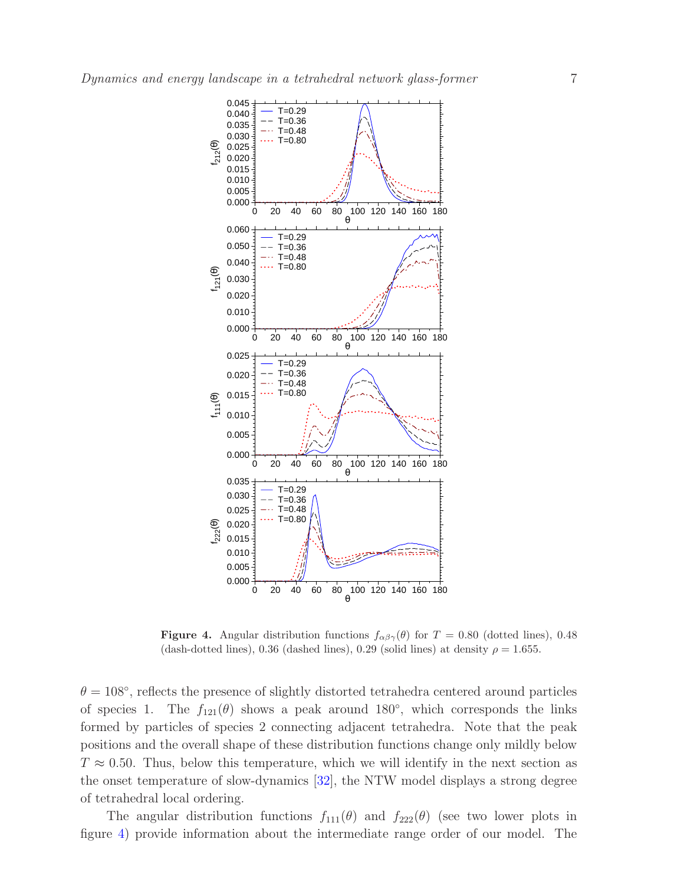**Figure 4.** Angular distribution functions $f_{\alpha\beta\gamma}(\theta)$ for $T = 0.80$ (dotted lines), 0.48 (dash-dotted lines), 0.36 (dashed lines), 0.29 (solid lines) at density $\rho = 1.655$.

$\theta = 108^{\circ}$, reflects the presence of slightly distorted tetrahedra centered around particles of species 1. The $f_{121}(\theta)$ shows a peak around $180^{\circ}$, which corresponds the links formed by particles of species 2 connecting adjacent tetrahedra. Note that the peak positions and the overall shape of these distribution functions change only mildly below $T \approx 0.50$. Thus, below this temperature, which we will identify in the next section as the onset temperature of slow-dynamics [32], the NTW model displays a strong degree of tetrahedral local ordering.

The angular distribution functions $f_{111}(\theta)$ and $f_{222}(\theta)$ (see two lower plots in figure 4) provide information about the intermediate range order of our model. The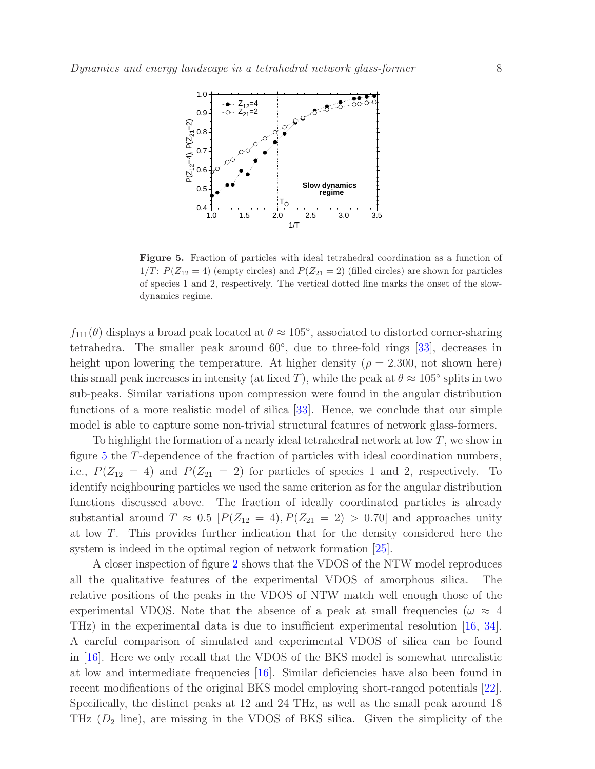**Figure 5.** Fraction of particles with ideal tetrahedral coordination as a function of $1/T$: $P(Z_{12} = 4)$ (empty circles) and $P(Z_{21} = 2)$ (filled circles) are shown for particles of species 1 and 2, respectively. The vertical dotted line marks the onset of the slow-dynamics regime.

$f_{111}(\theta)$ displays a broad peak located at $\theta \approx 105^\circ$, associated to distorted corner-sharing tetrahedra. The smaller peak around $60^\circ$, due to three-fold rings [33], decreases in height upon lowering the temperature. At higher density ($\rho = 2.300$, not shown here) this small peak increases in intensity (at fixed $T$), while the peak at $\theta \approx 105^\circ$ splits in two sub-peaks. Similar variations upon compression were found in the angular distribution functions of a more realistic model of silica [33]. Hence, we conclude that our simple model is able to capture some non-trivial structural features of network glass-formers.

To highlight the formation of a nearly ideal tetrahedral network at low $T$, we show in figure 5 the $T$-dependence of the fraction of particles with ideal coordination numbers, i.e., $P(Z_{12} = 4)$ and $P(Z_{21} = 2)$ for particles of species 1 and 2, respectively. To identify neighbouring particles we used the same criterion as for the angular distribution functions discussed above. The fraction of ideally coordinated particles is already substantial around $T \approx 0.5$ [$P(Z_{12} = 4), P(Z_{21} = 2) > 0.70$] and approaches unity at low $T$. This provides further indication that for the density considered here the system is indeed in the optimal region of network formation [25].

A closer inspection of figure 2 shows that the VDOS of the NTW model reproduces all the qualitative features of the experimental VDOS of amorphous silica. The relative positions of the peaks in the VDOS of NTW match well enough those of the experimental VDOS. Note that the absence of a peak at small frequencies ($\omega \approx 4$ THz) in the experimental data is due to insufficient experimental resolution [16, 34]. A careful comparison of simulated and experimental VDOS of silica can be found in [16]. Here we only recall that the VDOS of the BKS model is somewhat unrealistic at low and intermediate frequencies [16]. Similar deficiencies have also been found in recent modifications of the original BKS model employing short-ranged potentials [22]. Specifically, the distinct peaks at 12 and 24 THz, as well as the small peak around 18 THz ($D_2$ line), are missing in the VDOS of BKS silica. Given the simplicity of the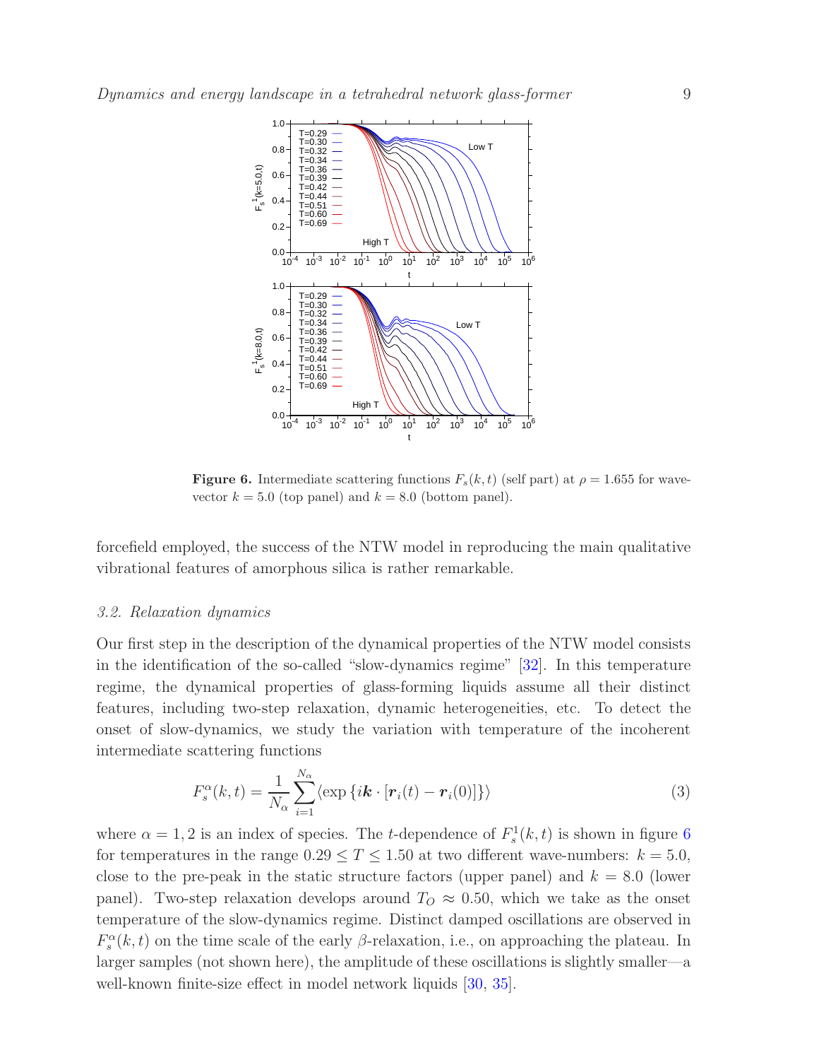**Figure 6.** Intermediate scattering functions $F_s(k,t)$ (self part) at $\rho = 1.655$ for wave-vector $k = 5.0$ (top panel) and $k = 8.0$ (bottom panel).

forcefield employed, the success of the NTW model in reproducing the main qualitative vibrational features of amorphous silica is rather remarkable.

### *3.2. Relaxation dynamics*

Our first step in the description of the dynamical properties of the NTW model consists in the identification of the so-called "slow-dynamics regime" [32]. In this temperature regime, the dynamical properties of glass-forming liquids assume all their distinct features, including two-step relaxation, dynamic heterogeneities, etc. To detect the onset of slow-dynamics, we study the variation with temperature of the incoherent intermediate scattering functions

$$F_s^\alpha(k,t) = \frac{1}{N_\alpha} \sum_{i=1}^{N_\alpha} \langle \exp\{i\boldsymbol{k} \cdot [\boldsymbol{r}_i(t) - \boldsymbol{r}_i(0)]\} \rangle \tag{3}$$

where $\alpha = 1, 2$ is an index of species. The $t$-dependence of $F_s^1(k,t)$ is shown in figure 6 for temperatures in the range $0.29 \le T \le 1.50$ at two different wave-numbers: $k = 5.0$, close to the pre-peak in the static structure factors (upper panel) and $k = 8.0$ (lower panel). Two-step relaxation develops around $T_O \approx 0.50$, which we take as the onset temperature of the slow-dynamics regime. Distinct damped oscillations are observed in $F_s^\alpha(k,t)$ on the time scale of the early $\beta$-relaxation, i.e., on approaching the plateau. In larger samples (not shown here), the amplitude of these oscillations is slightly smaller—a well-known finite-size effect in model network liquids [30, 35].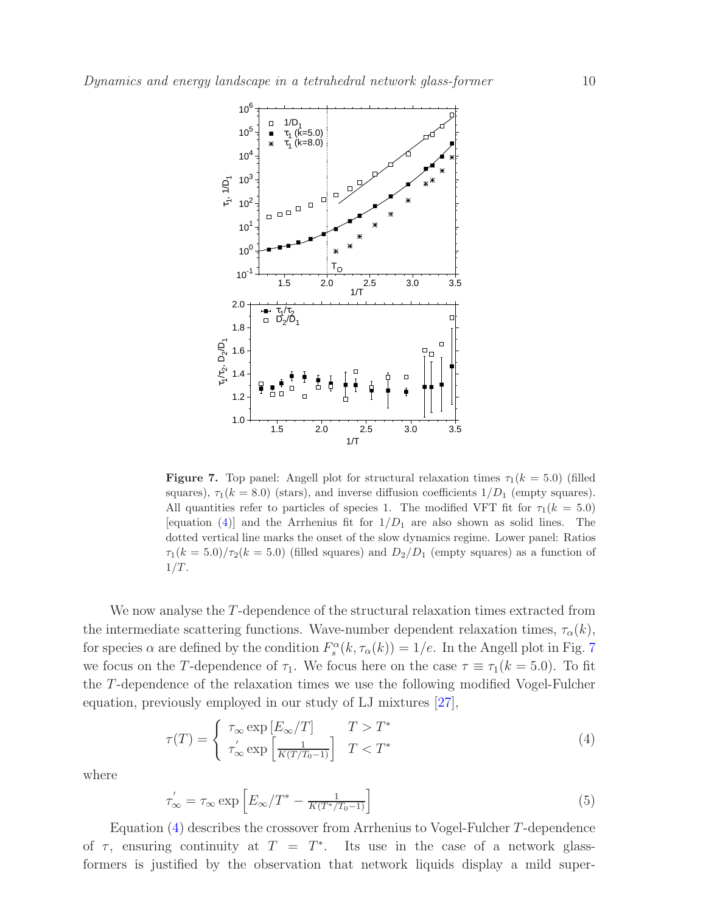**Figure 7.** Top panel: Angell plot for structural relaxation times $\tau_1(k = 5.0)$ (filled squares), $\tau_1(k = 8.0)$ (stars), and inverse diffusion coefficients $1/D_1$ (empty squares). All quantities refer to particles of species 1. The modified VFT fit for $\tau_1(k = 5.0)$ [equation (4)] and the Arrhenius fit for $1/D_1$ are also shown as solid lines. The dotted vertical line marks the onset of the slow dynamics regime. Lower panel: Ratios $\tau_1(k = 5.0)/\tau_2(k = 5.0)$ (filled squares) and $D_2/D_1$ (empty squares) as a function of $1/T$.

We now analyse the $T$-dependence of the structural relaxation times extracted from the intermediate scattering functions. Wave-number dependent relaxation times, $\tau_\alpha(k)$, for species $\alpha$ are defined by the condition $F_s^\alpha(k, \tau_\alpha(k)) = 1/e$. In the Angell plot in Fig. 7 we focus on the $T$-dependence of $\tau_1$. We focus here on the case $\tau \equiv \tau_1(k = 5.0)$. To fit the $T$-dependence of the relaxation times we use the following modified Vogel-Fulcher equation, previously employed in our study of LJ mixtures [27],

$$\tau(T) = \begin{cases} \tau_\infty \exp\left[E_\infty/T\right] & T > T^* \\ \tau_\infty^{'} \exp\left[\frac{1}{K(T/T_0 - 1)}\right] & T < T^* \end{cases} \tag{4}$$

where

$$\tau_\infty^{'} = \tau_\infty \exp\left[E_\infty/T^* - \frac{1}{K(T^*/T_0 - 1)}\right] \tag{5}$$

Equation (4) describes the crossover from Arrhenius to Vogel-Fulcher $T$-dependence of $\tau$, ensuring continuity at $T = T^*$. Its use in the case of a network glass-formers is justified by the observation that network liquids display a mild super-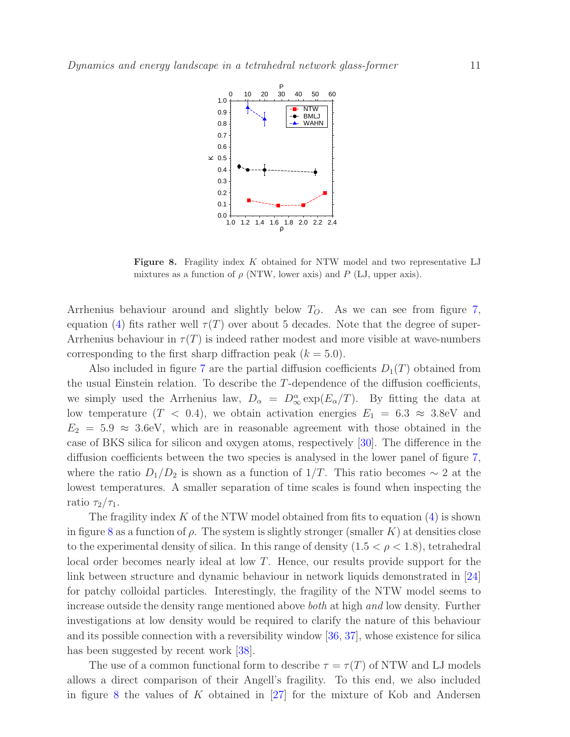**Figure 8.** Fragility index $K$ obtained for NTW model and two representative LJ mixtures as a function of $\rho$ (NTW, lower axis) and $P$ (LJ, upper axis).

Arrhenius behaviour around and slightly below $T_O$. As we can see from figure 7, equation (4) fits rather well $\tau(T)$ over about 5 decades. Note that the degree of super-Arrhenius behaviour in $\tau(T)$ is indeed rather modest and more visible at wave-numbers corresponding to the first sharp diffraction peak ($k = 5.0$).

Also included in figure 7 are the partial diffusion coefficients $D_1(T)$ obtained from the usual Einstein relation. To describe the $T$-dependence of the diffusion coefficients, we simply used the Arrhenius law, $D_\alpha = D_\infty^\alpha \exp(E_\alpha/T)$. By fitting the data at low temperature ($T < 0.4$), we obtain activation energies $E_1 = 6.3 \approx 3.8$eV and $E_2 = 5.9 \approx 3.6$eV, which are in reasonable agreement with those obtained in the case of BKS silica for silicon and oxygen atoms, respectively [30]. The difference in the diffusion coefficients between the two species is analysed in the lower panel of figure 7, where the ratio $D_1/D_2$ is shown as a function of $1/T$. This ratio becomes $\sim 2$ at the lowest temperatures. A smaller separation of time scales is found when inspecting the ratio $\tau_2/\tau_1$.

The fragility index $K$ of the NTW model obtained from fits to equation (4) is shown in figure 8 as a function of $\rho$. The system is slightly stronger (smaller $K$) at densities close to the experimental density of silica. In this range of density ($1.5 < \rho < 1.8$), tetrahedral local order becomes nearly ideal at low $T$. Hence, our results provide support for the link between structure and dynamic behaviour in network liquids demonstrated in [24] for patchy colloidal particles. Interestingly, the fragility of the NTW model seems to increase outside the density range mentioned above *both* at high *and* low density. Further investigations at low density would be required to clarify the nature of this behaviour and its possible connection with a reversibility window [36, 37], whose existence for silica has been suggested by recent work [38].

The use of a common functional form to describe $\tau = \tau(T)$ of NTW and LJ models allows a direct comparison of their Angell's fragility. To this end, we also included in figure 8 the values of $K$ obtained in [27] for the mixture of Kob and Andersen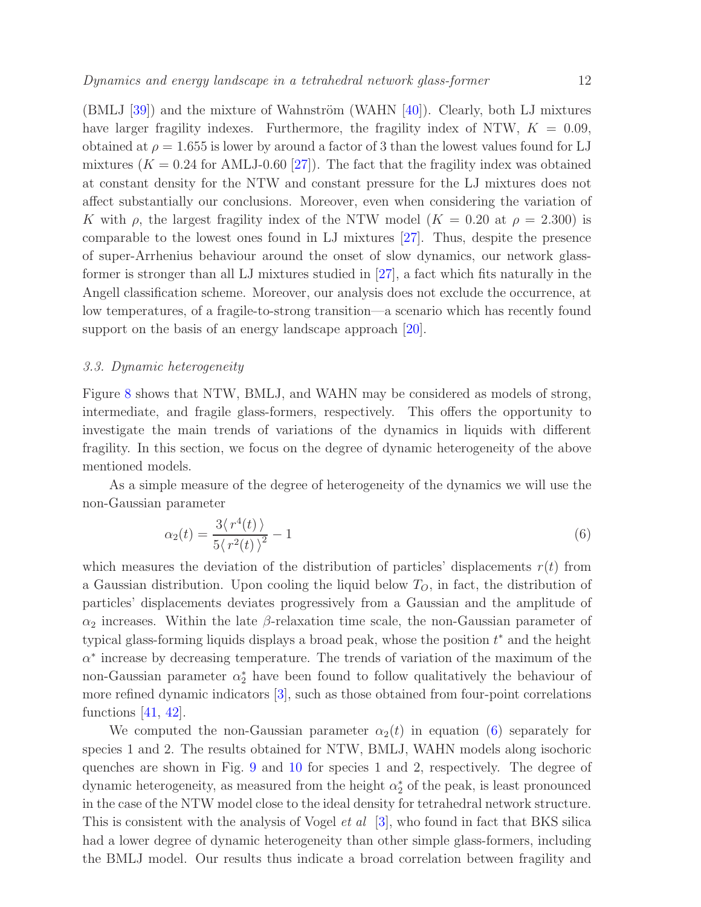(BMLJ [39]) and the mixture of Wahnström (WAHN [40]). Clearly, both LJ mixtures have larger fragility indexes. Furthermore, the fragility index of NTW, $K = 0.09$, obtained at $\rho = 1.655$ is lower by around a factor of 3 than the lowest values found for LJ mixtures ($K = 0.24$ for AMLJ-0.60 [27]). The fact that the fragility index was obtained at constant density for the NTW and constant pressure for the LJ mixtures does not affect substantially our conclusions. Moreover, even when considering the variation of $K$ with $\rho$, the largest fragility index of the NTW model ($K = 0.20$ at $\rho = 2.300$) is comparable to the lowest ones found in LJ mixtures [27]. Thus, despite the presence of super-Arrhenius behaviour around the onset of slow dynamics, our network glass-former is stronger than all LJ mixtures studied in [27], a fact which fits naturally in the Angell classification scheme. Moreover, our analysis does not exclude the occurrence, at low temperatures, of a fragile-to-strong transition—a scenario which has recently found support on the basis of an energy landscape approach [20].

### 3.3. Dynamic heterogeneity

Figure 8 shows that NTW, BMLJ, and WAHN may be considered as models of strong, intermediate, and fragile glass-formers, respectively. This offers the opportunity to investigate the main trends of variations of the dynamics in liquids with different fragility. In this section, we focus on the degree of dynamic heterogeneity of the above mentioned models.

As a simple measure of the degree of heterogeneity of the dynamics we will use the non-Gaussian parameter

$$\alpha_2(t) = \frac{3\langle\, r^4(t)\, \rangle}{5\langle\, r^2(t)\, \rangle^2} - 1 \tag{6}$$

which measures the deviation of the distribution of particles' displacements $r(t)$ from a Gaussian distribution. Upon cooling the liquid below $T_O$, in fact, the distribution of particles' displacements deviates progressively from a Gaussian and the amplitude of $\alpha_2$ increases. Within the late $\beta$-relaxation time scale, the non-Gaussian parameter of typical glass-forming liquids displays a broad peak, whose the position $t^*$ and the height $\alpha^*$ increase by decreasing temperature. The trends of variation of the maximum of the non-Gaussian parameter $\alpha_2^*$ have been found to follow qualitatively the behaviour of more refined dynamic indicators [3], such as those obtained from four-point correlations functions [41, 42].

We computed the non-Gaussian parameter $\alpha_2(t)$ in equation (6) separately for species 1 and 2. The results obtained for NTW, BMLJ, WAHN models along isochoric quenches are shown in Fig. 9 and 10 for species 1 and 2, respectively. The degree of dynamic heterogeneity, as measured from the height $\alpha_2^*$ of the peak, is least pronounced in the case of the NTW model close to the ideal density for tetrahedral network structure. This is consistent with the analysis of Vogel *et al* [3], who found in fact that BKS silica had a lower degree of dynamic heterogeneity than other simple glass-formers, including the BMLJ model. Our results thus indicate a broad correlation between fragility and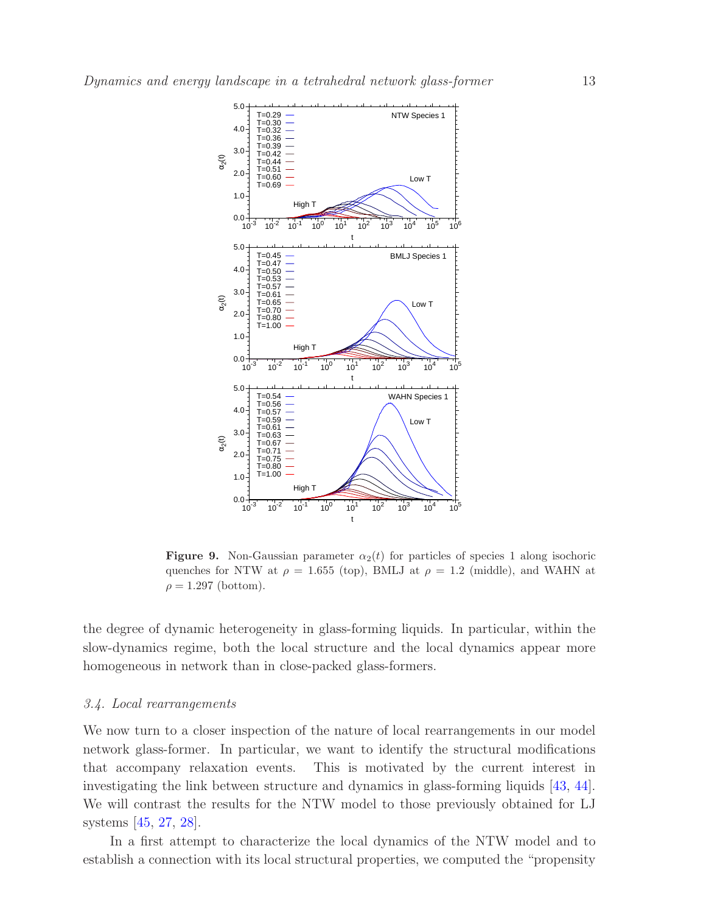**Figure 9.** Non-Gaussian parameter $\alpha_2(t)$ for particles of species 1 along isochoric quenches for NTW at $\rho = 1.655$ (top), BMLJ at $\rho = 1.2$ (middle), and WAHN at $\rho = 1.297$ (bottom).

the degree of dynamic heterogeneity in glass-forming liquids. In particular, within the slow-dynamics regime, both the local structure and the local dynamics appear more homogeneous in network than in close-packed glass-formers.

### *3.4. Local rearrangements*

We now turn to a closer inspection of the nature of local rearrangements in our model network glass-former. In particular, we want to identify the structural modifications that accompany relaxation events. This is motivated by the current interest in investigating the link between structure and dynamics in glass-forming liquids [43, 44]. We will contrast the results for the NTW model to those previously obtained for LJ systems [45, 27, 28].

In a first attempt to characterize the local dynamics of the NTW model and to establish a connection with its local structural properties, we computed the "propensity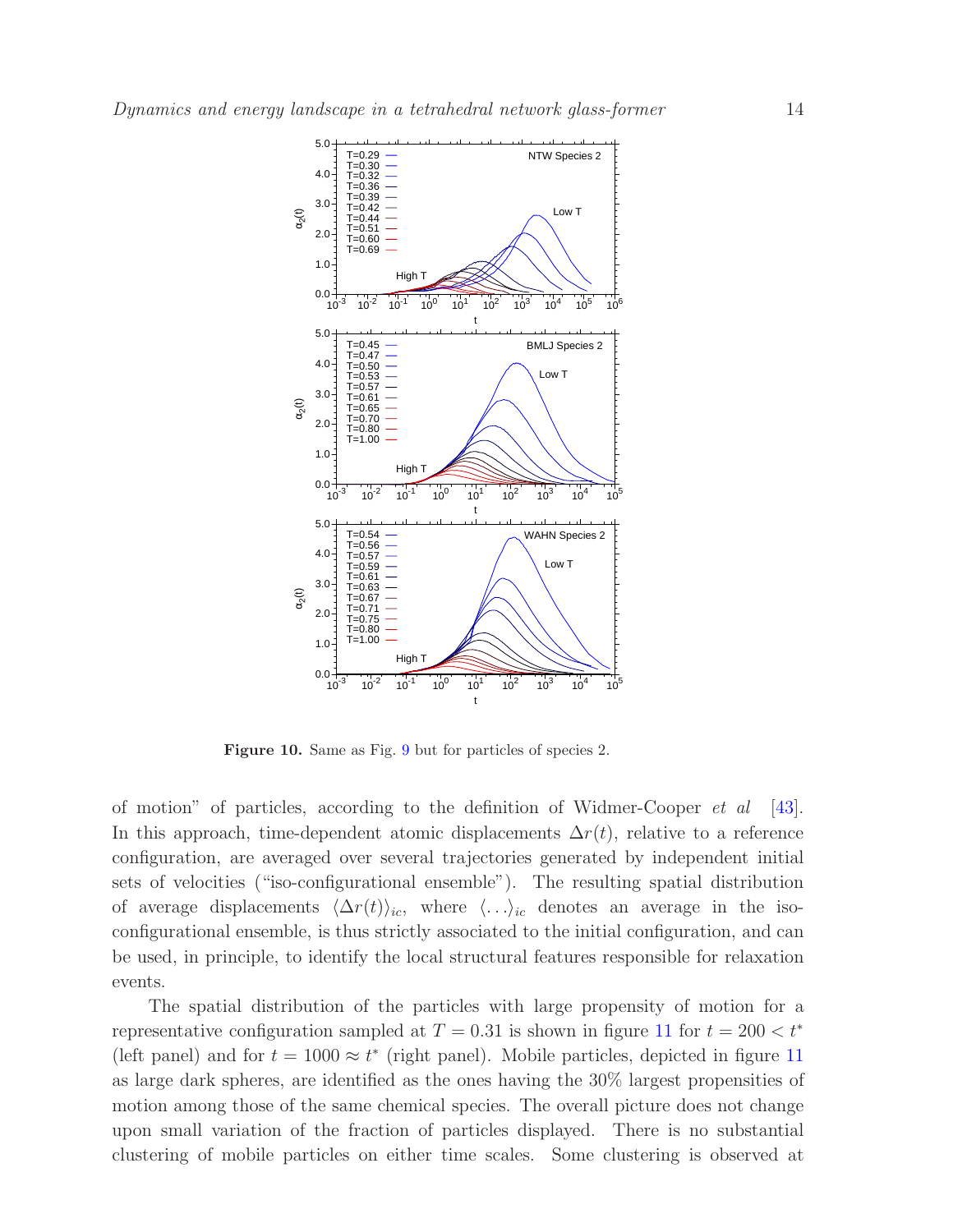**Figure 10.** Same as Fig. 9 but for particles of species 2.

of motion" of particles, according to the definition of Widmer-Cooper *et al* [43]. In this approach, time-dependent atomic displacements $\Delta r(t)$, relative to a reference configuration, are averaged over several trajectories generated by independent initial sets of velocities ("iso-configurational ensemble"). The resulting spatial distribution of average displacements $\langle \Delta r(t) \rangle_{ic}$, where $\langle \ldots \rangle_{ic}$ denotes an average in the iso-configurational ensemble, is thus strictly associated to the initial configuration, and can be used, in principle, to identify the local structural features responsible for relaxation events.

The spatial distribution of the particles with large propensity of motion for a representative configuration sampled at $T = 0.31$ is shown in figure 11 for $t = 200 < t^*$ (left panel) and for $t = 1000 \approx t^*$ (right panel). Mobile particles, depicted in figure 11 as large dark spheres, are identified as the ones having the 30% largest propensities of motion among those of the same chemical species. The overall picture does not change upon small variation of the fraction of particles displayed. There is no substantial clustering of mobile particles on either time scales. Some clustering is observed at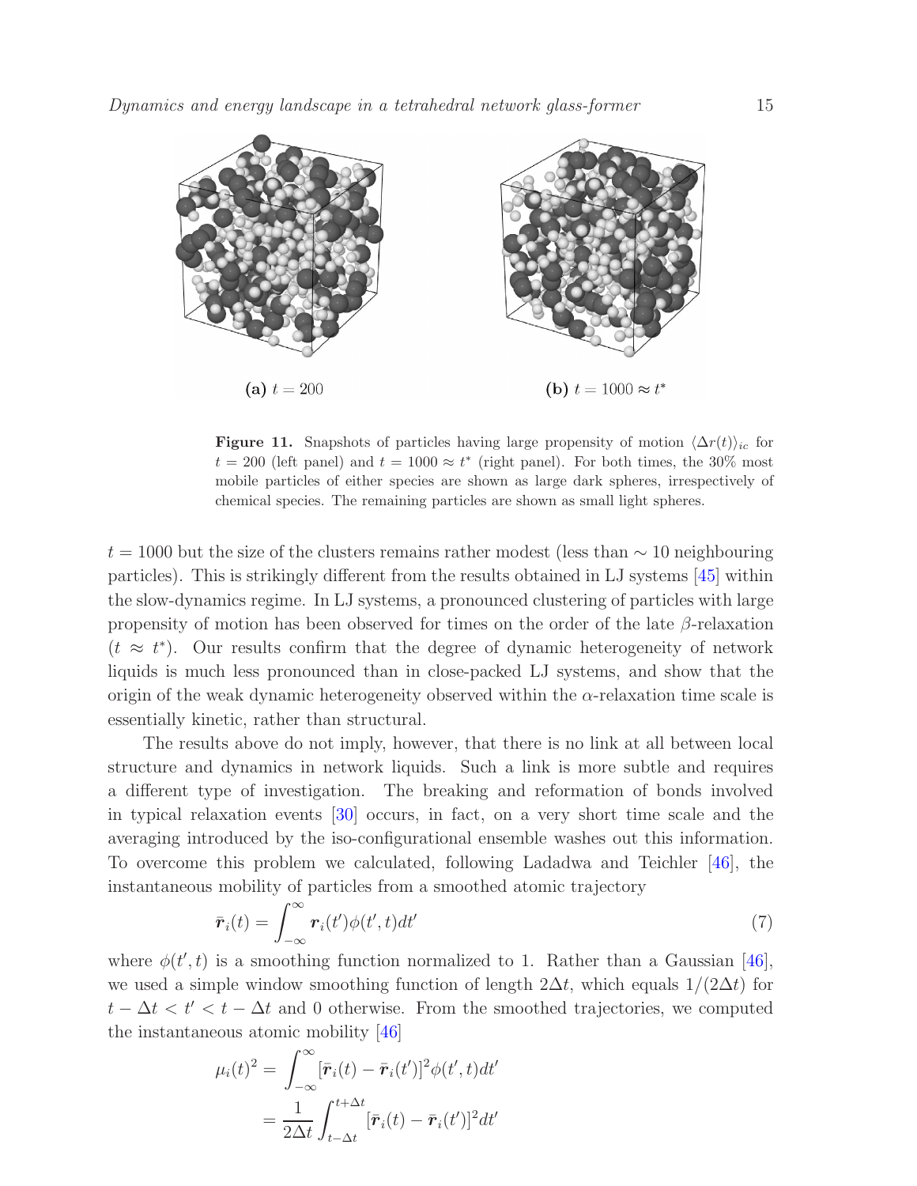(a) $t = 200$

(b) $t = 1000 \approx t^*$

**Figure 11.** Snapshots of particles having large propensity of motion $\langle \Delta r(t) \rangle_{ic}$ for $t = 200$ (left panel) and $t = 1000 \approx t^*$ (right panel). For both times, the 30% most mobile particles of either species are shown as large dark spheres, irrespectively of chemical species. The remaining particles are shown as small light spheres.

$t = 1000$ but the size of the clusters remains rather modest (less than $\sim 10$ neighbouring particles). This is strikingly different from the results obtained in LJ systems [45] within the slow-dynamics regime. In LJ systems, a pronounced clustering of particles with large propensity of motion has been observed for times on the order of the late $\beta$-relaxation ($t \approx t^*$). Our results confirm that the degree of dynamic heterogeneity of network liquids is much less pronounced than in close-packed LJ systems, and show that the origin of the weak dynamic heterogeneity observed within the $\alpha$-relaxation time scale is essentially kinetic, rather than structural.

The results above do not imply, however, that there is no link at all between local structure and dynamics in network liquids. Such a link is more subtle and requires a different type of investigation. The breaking and reformation of bonds involved in typical relaxation events [30] occurs, in fact, on a very short time scale and the averaging introduced by the iso-configurational ensemble washes out this information. To overcome this problem we calculated, following Ladadwa and Teichler [46], the instantaneous mobility of particles from a smoothed atomic trajectory

$$\bar{\boldsymbol{r}}_i(t) = \int_{-\infty}^{\infty} \boldsymbol{r}_i(t')\phi(t',t)dt' \tag{7}$$

where $\phi(t',t)$ is a smoothing function normalized to 1. Rather than a Gaussian [46], we used a simple window smoothing function of length $2\Delta t$, which equals $1/(2\Delta t)$ for $t - \Delta t < t' < t - \Delta t$ and 0 otherwise. From the smoothed trajectories, we computed the instantaneous atomic mobility [46]

$$\begin{aligned}
\mu_i(t)^2 &= \int_{-\infty}^{\infty} [\bar{\boldsymbol{r}}_i(t) - \bar{\boldsymbol{r}}_i(t')]^2 \phi(t',t)dt' \\
&= \frac{1}{2\Delta t} \int_{t-\Delta t}^{t+\Delta t} [\bar{\boldsymbol{r}}_i(t) - \bar{\boldsymbol{r}}_i(t')]^2 dt'
\end{aligned}$$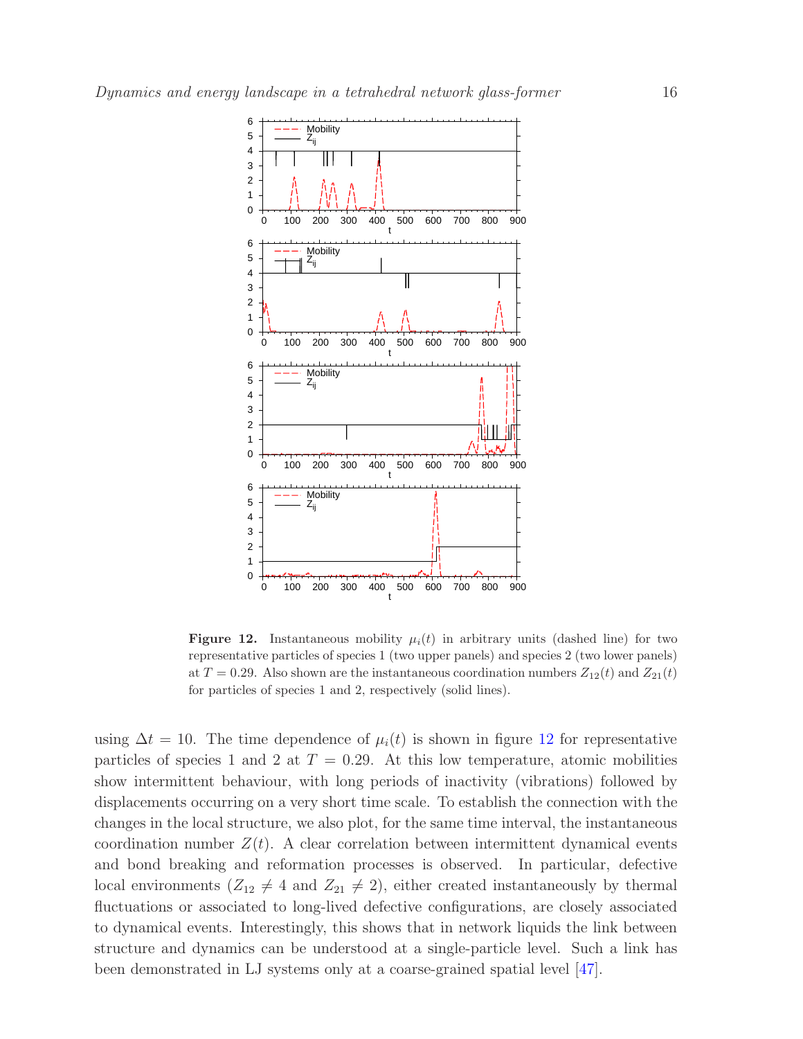**Figure 12.** Instantaneous mobility $\mu_i(t)$ in arbitrary units (dashed line) for two representative particles of species 1 (two upper panels) and species 2 (two lower panels) at $T = 0.29$. Also shown are the instantaneous coordination numbers $Z_{12}(t)$ and $Z_{21}(t)$ for particles of species 1 and 2, respectively (solid lines).

using $\Delta t = 10$. The time dependence of $\mu_i(t)$ is shown in figure 12 for representative particles of species 1 and 2 at $T = 0.29$. At this low temperature, atomic mobilities show intermittent behaviour, with long periods of inactivity (vibrations) followed by displacements occurring on a very short time scale. To establish the connection with the changes in the local structure, we also plot, for the same time interval, the instantaneous coordination number $Z(t)$. A clear correlation between intermittent dynamical events and bond breaking and reformation processes is observed. In particular, defective local environments ($Z_{12} \neq 4$ and $Z_{21} \neq 2$), either created instantaneously by thermal fluctuations or associated to long-lived defective configurations, are closely associated to dynamical events. Interestingly, this shows that in network liquids the link between structure and dynamics can be understood at a single-particle level. Such a link has been demonstrated in LJ systems only at a coarse-grained spatial level [47].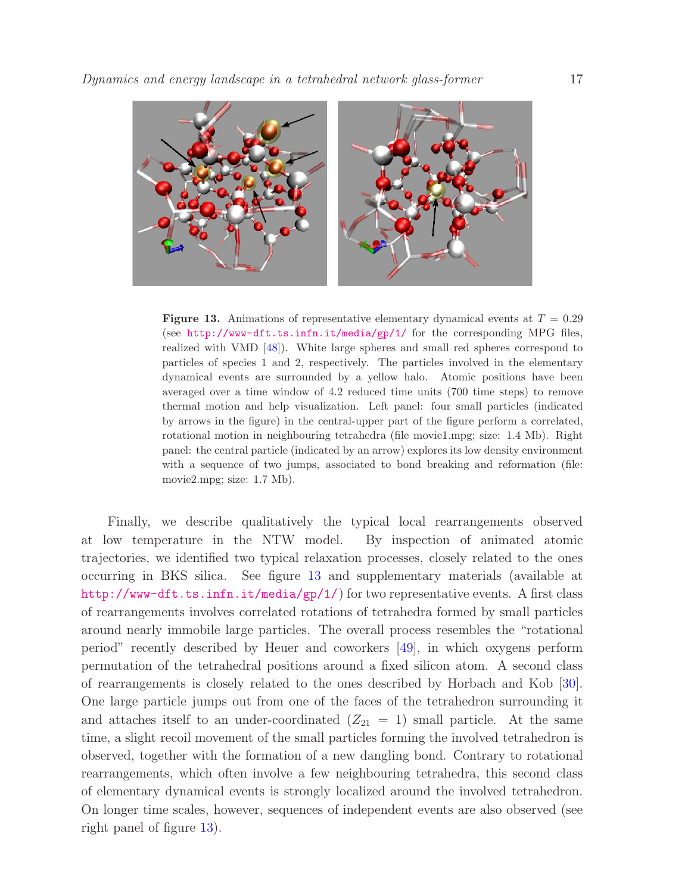**Figure 13.** Animations of representative elementary dynamical events at $T = 0.29$ (see http://www-dft.ts.infn.it/media/gp/1/ for the corresponding MPG files, realized with VMD [48]). White large spheres and small red spheres correspond to particles of species 1 and 2, respectively. The particles involved in the elementary dynamical events are surrounded by a yellow halo. Atomic positions have been averaged over a time window of 4.2 reduced time units (700 time steps) to remove thermal motion and help visualization. Left panel: four small particles (indicated by arrows in the figure) in the central-upper part of the figure perform a correlated, rotational motion in neighbouring tetrahedra (file movie1.mpg; size: 1.4 Mb). Right panel: the central particle (indicated by an arrow) explores its low density environment with a sequence of two jumps, associated to bond breaking and reformation (file: movie2.mpg; size: 1.7 Mb).

Finally, we describe qualitatively the typical local rearrangements observed at low temperature in the NTW model. By inspection of animated atomic trajectories, we identified two typical relaxation processes, closely related to the ones occurring in BKS silica. See figure 13 and supplementary materials (available at http://www-dft.ts.infn.it/media/gp/1/) for two representative events. A first class of rearrangements involves correlated rotations of tetrahedra formed by small particles around nearly immobile large particles. The overall process resembles the "rotational period" recently described by Heuer and coworkers [49], in which oxygens perform permutation of the tetrahedral positions around a fixed silicon atom. A second class of rearrangements is closely related to the ones described by Horbach and Kob [30]. One large particle jumps out from one of the faces of the tetrahedron surrounding it and attaches itself to an under-coordinated ($Z_{21} = 1$) small particle. At the same time, a slight recoil movement of the small particles forming the involved tetrahedron is observed, together with the formation of a new dangling bond. Contrary to rotational rearrangements, which often involve a few neighbouring tetrahedra, this second class of elementary dynamical events is strongly localized around the involved tetrahedron. On longer time scales, however, sequences of independent events are also observed (see right panel of figure 13).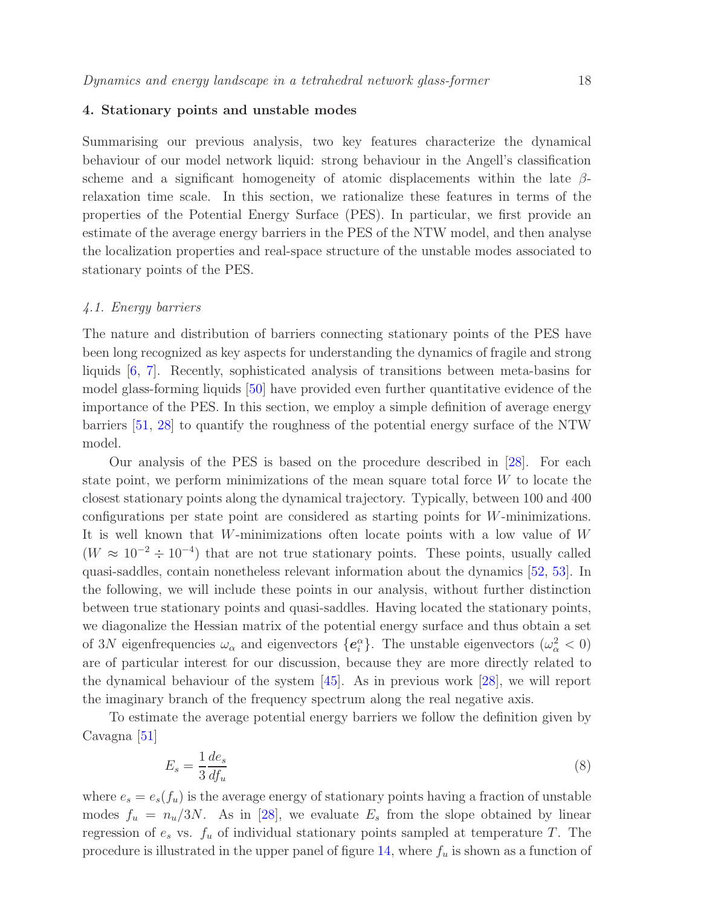## 4. Stationary points and unstable modes

Summarising our previous analysis, two key features characterize the dynamical behaviour of our model network liquid: strong behaviour in the Angell's classification scheme and a significant homogeneity of atomic displacements within the late $\beta$-relaxation time scale. In this section, we rationalize these features in terms of the properties of the Potential Energy Surface (PES). In particular, we first provide an estimate of the average energy barriers in the PES of the NTW model, and then analyse the localization properties and real-space structure of the unstable modes associated to stationary points of the PES.

### *4.1. Energy barriers*

The nature and distribution of barriers connecting stationary points of the PES have been long recognized as key aspects for understanding the dynamics of fragile and strong liquids [6, 7]. Recently, sophisticated analysis of transitions between meta-basins for model glass-forming liquids [50] have provided even further quantitative evidence of the importance of the PES. In this section, we employ a simple definition of average energy barriers [51, 28] to quantify the roughness of the potential energy surface of the NTW model.

Our analysis of the PES is based on the procedure described in [28]. For each state point, we perform minimizations of the mean square total force $W$ to locate the closest stationary points along the dynamical trajectory. Typically, between 100 and 400 configurations per state point are considered as starting points for $W$-minimizations. It is well known that $W$-minimizations often locate points with a low value of $W$ ($W \approx 10^{-2} \div 10^{-4}$) that are not true stationary points. These points, usually called quasi-saddles, contain nonetheless relevant information about the dynamics [52, 53]. In the following, we will include these points in our analysis, without further distinction between true stationary points and quasi-saddles. Having located the stationary points, we diagonalize the Hessian matrix of the potential energy surface and thus obtain a set of $3N$ eigenfrequencies $\omega_\alpha$ and eigenvectors $\{\boldsymbol{e}_i^\alpha\}$. The unstable eigenvectors ($\omega_\alpha^2 < 0$) are of particular interest for our discussion, because they are more directly related to the dynamical behaviour of the system [45]. As in previous work [28], we will report the imaginary branch of the frequency spectrum along the real negative axis.

To estimate the average potential energy barriers we follow the definition given by Cavagna [51]

$$E_s = \frac{1}{3}\frac{de_s}{df_u} \tag{8}$$

where $e_s = e_s(f_u)$ is the average energy of stationary points having a fraction of unstable modes $f_u = n_u/3N$. As in [28], we evaluate $E_s$ from the slope obtained by linear regression of $e_s$ vs. $f_u$ of individual stationary points sampled at temperature $T$. The procedure is illustrated in the upper panel of figure 14, where $f_u$ is shown as a function of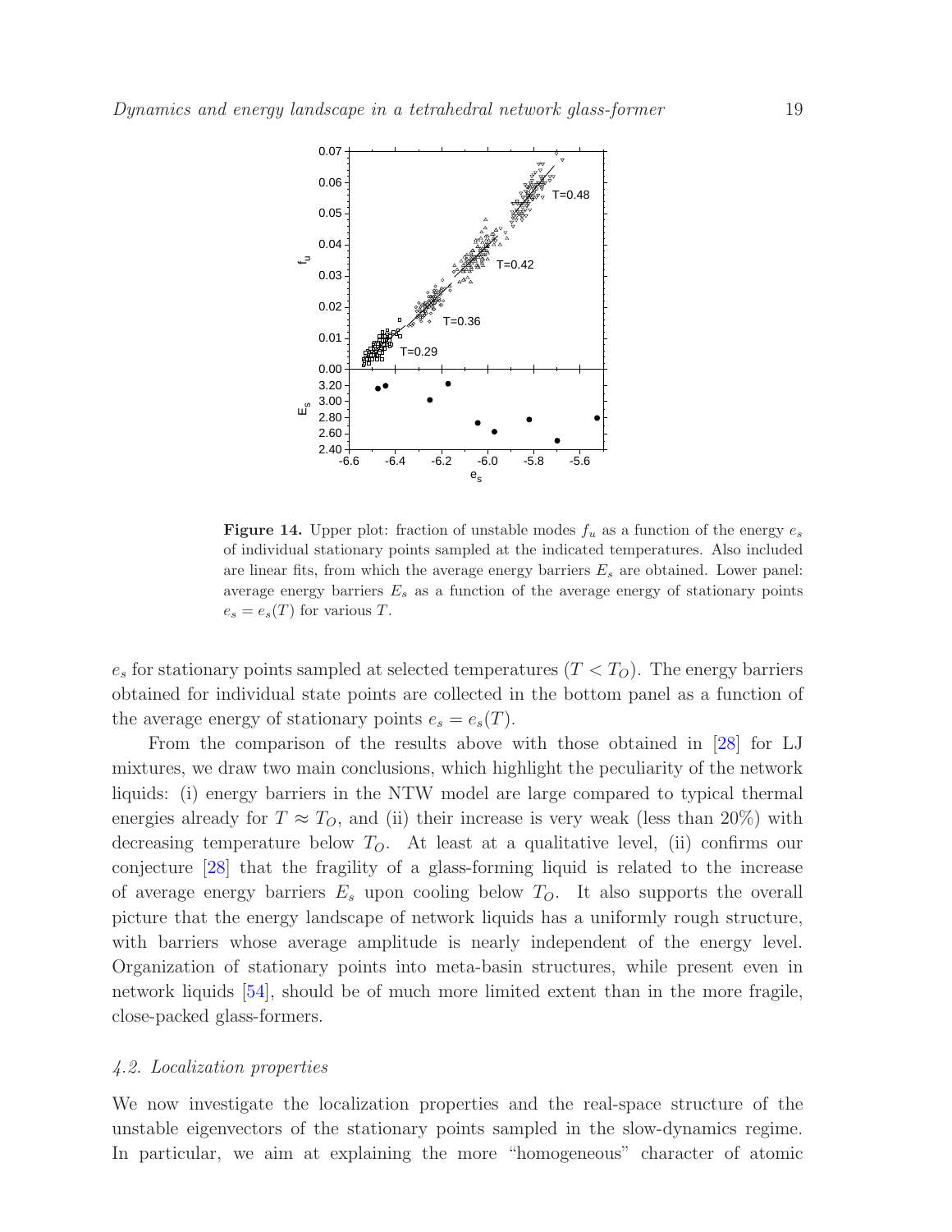**Figure 14.** Upper plot: fraction of unstable modes $f_u$ as a function of the energy $e_s$ of individual stationary points sampled at the indicated temperatures. Also included are linear fits, from which the average energy barriers $E_s$ are obtained. Lower panel: average energy barriers $E_s$ as a function of the average energy of stationary points $e_s = e_s(T)$ for various $T$.

$e_s$ for stationary points sampled at selected temperatures ($T < T_O$). The energy barriers obtained for individual state points are collected in the bottom panel as a function of the average energy of stationary points $e_s = e_s(T)$.

From the comparison of the results above with those obtained in [28] for LJ mixtures, we draw two main conclusions, which highlight the peculiarity of the network liquids: (i) energy barriers in the NTW model are large compared to typical thermal energies already for $T \approx T_O$, and (ii) their increase is very weak (less than 20%) with decreasing temperature below $T_O$. At least at a qualitative level, (ii) confirms our conjecture [28] that the fragility of a glass-forming liquid is related to the increase of average energy barriers $E_s$ upon cooling below $T_O$. It also supports the overall picture that the energy landscape of network liquids has a uniformly rough structure, with barriers whose average amplitude is nearly independent of the energy level. Organization of stationary points into meta-basin structures, while present even in network liquids [54], should be of much more limited extent than in the more fragile, close-packed glass-formers.

*4.2. Localization properties*

We now investigate the localization properties and the real-space structure of the unstable eigenvectors of the stationary points sampled in the slow-dynamics regime. In particular, we aim at explaining the more "homogeneous" character of atomic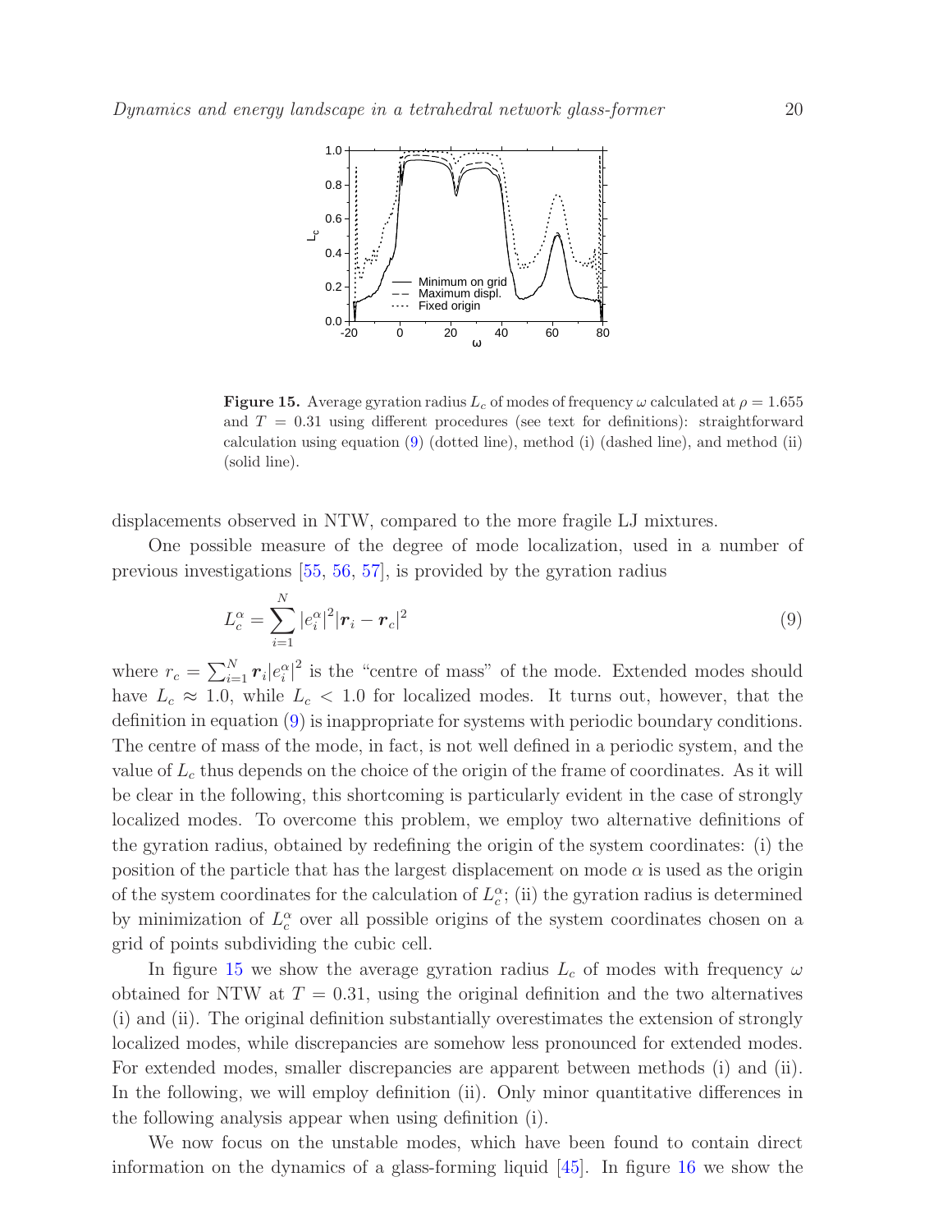**Figure 15.** Average gyration radius $L_c$ of modes of frequency $\omega$ calculated at $\rho = 1.655$ and $T = 0.31$ using different procedures (see text for definitions): straightforward calculation using equation (9) (dotted line), method (i) (dashed line), and method (ii) (solid line).

displacements observed in NTW, compared to the more fragile LJ mixtures.

One possible measure of the degree of mode localization, used in a number of previous investigations [55, 56, 57], is provided by the gyration radius

$$L_c^\alpha = \sum_{i=1}^{N} |e_i^\alpha|^2 |\boldsymbol{r}_i - \boldsymbol{r}_c|^2 \tag{9}$$

where $r_c = \sum_{i=1}^{N} \boldsymbol{r}_i |e_i^\alpha|^2$ is the "centre of mass" of the mode. Extended modes should have $L_c \approx 1.0$, while $L_c < 1.0$ for localized modes. It turns out, however, that the definition in equation (9) is inappropriate for systems with periodic boundary conditions. The centre of mass of the mode, in fact, is not well defined in a periodic system, and the value of $L_c$ thus depends on the choice of the origin of the frame of coordinates. As it will be clear in the following, this shortcoming is particularly evident in the case of strongly localized modes. To overcome this problem, we employ two alternative definitions of the gyration radius, obtained by redefining the origin of the system coordinates: (i) the position of the particle that has the largest displacement on mode $\alpha$ is used as the origin of the system coordinates for the calculation of $L_c^\alpha$; (ii) the gyration radius is determined by minimization of $L_c^\alpha$ over all possible origins of the system coordinates chosen on a grid of points subdividing the cubic cell.

In figure 15 we show the average gyration radius $L_c$ of modes with frequency $\omega$ obtained for NTW at $T = 0.31$, using the original definition and the two alternatives (i) and (ii). The original definition substantially overestimates the extension of strongly localized modes, while discrepancies are somehow less pronounced for extended modes. For extended modes, smaller discrepancies are apparent between methods (i) and (ii). In the following, we will employ definition (ii). Only minor quantitative differences in the following analysis appear when using definition (i).

We now focus on the unstable modes, which have been found to contain direct information on the dynamics of a glass-forming liquid [45]. In figure 16 we show the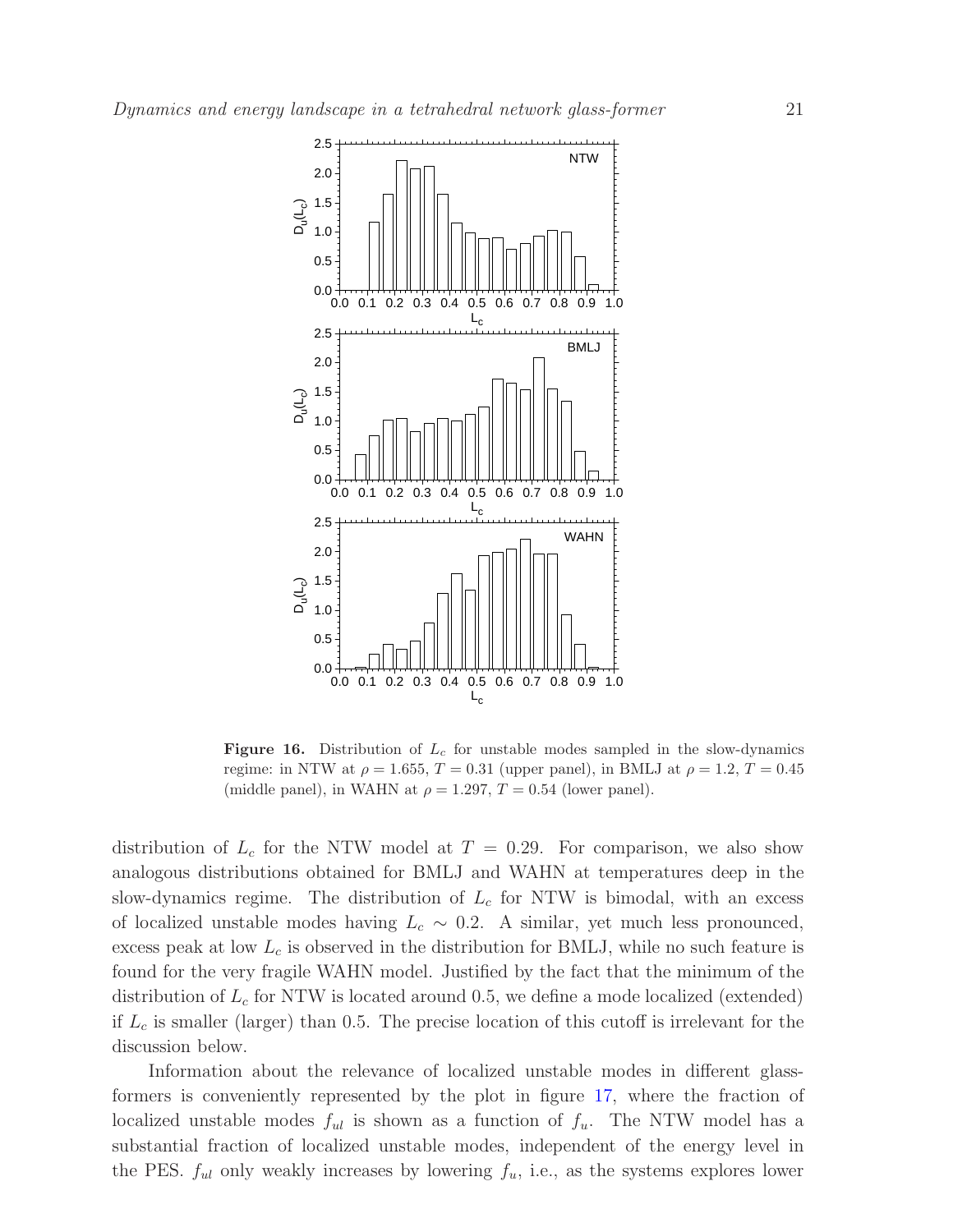**Figure 16.** Distribution of $L_c$ for unstable modes sampled in the slow-dynamics regime: in NTW at $\rho = 1.655$, $T = 0.31$ (upper panel), in BMLJ at $\rho = 1.2$, $T = 0.45$ (middle panel), in WAHN at $\rho = 1.297$, $T = 0.54$ (lower panel).

distribution of $L_c$ for the NTW model at $T = 0.29$. For comparison, we also show analogous distributions obtained for BMLJ and WAHN at temperatures deep in the slow-dynamics regime. The distribution of $L_c$ for NTW is bimodal, with an excess of localized unstable modes having $L_c \sim 0.2$. A similar, yet much less pronounced, excess peak at low $L_c$ is observed in the distribution for BMLJ, while no such feature is found for the very fragile WAHN model. Justified by the fact that the minimum of the distribution of $L_c$ for NTW is located around 0.5, we define a mode localized (extended) if $L_c$ is smaller (larger) than 0.5. The precise location of this cutoff is irrelevant for the discussion below.

Information about the relevance of localized unstable modes in different glass-formers is conveniently represented by the plot in figure 17, where the fraction of localized unstable modes $f_{ul}$ is shown as a function of $f_u$. The NTW model has a substantial fraction of localized unstable modes, independent of the energy level in the PES. $f_{ul}$ only weakly increases by lowering $f_u$, i.e., as the systems explores lower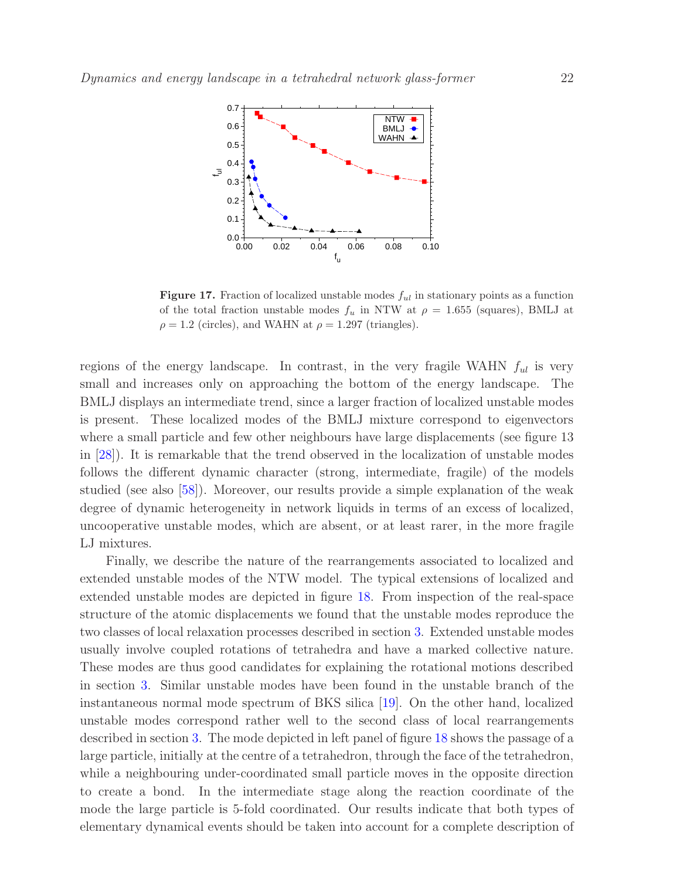**Figure 17.** Fraction of localized unstable modes $f_{ul}$ in stationary points as a function of the total fraction unstable modes $f_u$ in NTW at $\rho = 1.655$ (squares), BMLJ at $\rho = 1.2$ (circles), and WAHN at $\rho = 1.297$ (triangles).

regions of the energy landscape. In contrast, in the very fragile WAHN $f_{ul}$ is very small and increases only on approaching the bottom of the energy landscape. The BMLJ displays an intermediate trend, since a larger fraction of localized unstable modes is present. These localized modes of the BMLJ mixture correspond to eigenvectors where a small particle and few other neighbours have large displacements (see figure 13 in [28]). It is remarkable that the trend observed in the localization of unstable modes follows the different dynamic character (strong, intermediate, fragile) of the models studied (see also [58]). Moreover, our results provide a simple explanation of the weak degree of dynamic heterogeneity in network liquids in terms of an excess of localized, uncooperative unstable modes, which are absent, or at least rarer, in the more fragile LJ mixtures.

Finally, we describe the nature of the rearrangements associated to localized and extended unstable modes of the NTW model. The typical extensions of localized and extended unstable modes are depicted in figure 18. From inspection of the real-space structure of the atomic displacements we found that the unstable modes reproduce the two classes of local relaxation processes described in section 3. Extended unstable modes usually involve coupled rotations of tetrahedra and have a marked collective nature. These modes are thus good candidates for explaining the rotational motions described in section 3. Similar unstable modes have been found in the unstable branch of the instantaneous normal mode spectrum of BKS silica [19]. On the other hand, localized unstable modes correspond rather well to the second class of local rearrangements described in section 3. The mode depicted in left panel of figure 18 shows the passage of a large particle, initially at the centre of a tetrahedron, through the face of the tetrahedron, while a neighbouring under-coordinated small particle moves in the opposite direction to create a bond. In the intermediate stage along the reaction coordinate of the mode the large particle is 5-fold coordinated. Our results indicate that both types of elementary dynamical events should be taken into account for a complete description of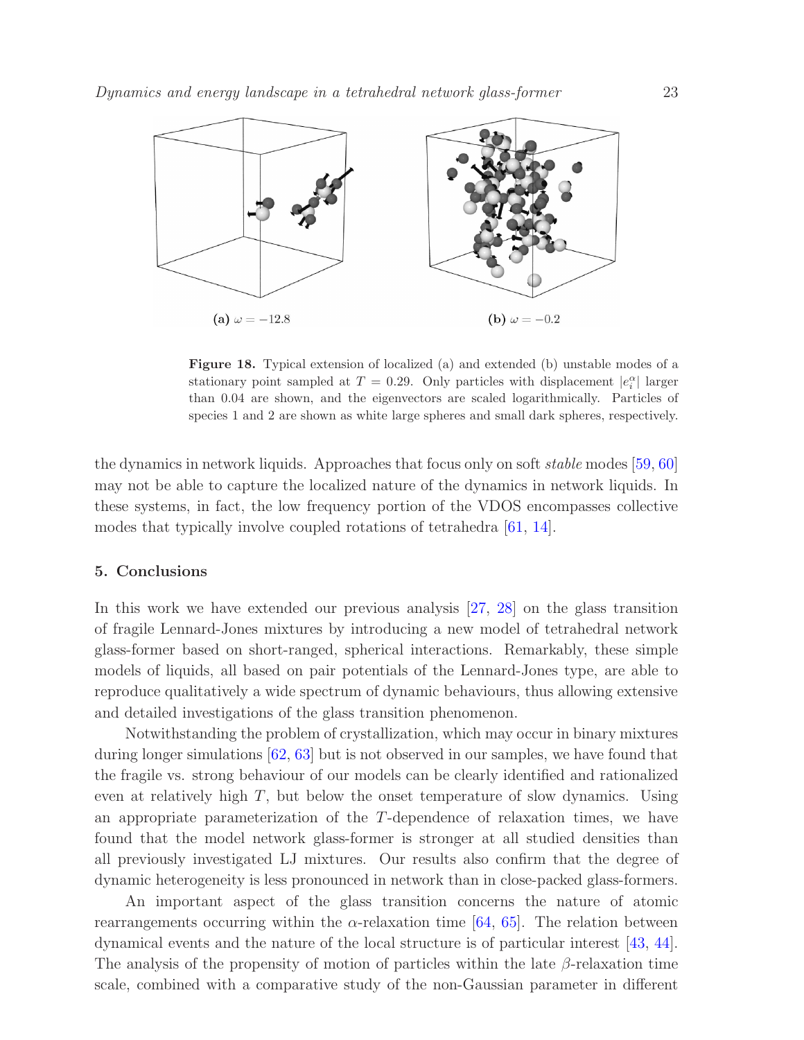(a) $\omega = -12.8$

(b) $\omega = -0.2$

**Figure 18.** Typical extension of localized (a) and extended (b) unstable modes of a stationary point sampled at $T = 0.29$. Only particles with displacement $|e_i^\alpha|$ larger than 0.04 are shown, and the eigenvectors are scaled logarithmically. Particles of species 1 and 2 are shown as white large spheres and small dark spheres, respectively.

the dynamics in network liquids. Approaches that focus only on soft *stable* modes [59, 60] may not be able to capture the localized nature of the dynamics in network liquids. In these systems, in fact, the low frequency portion of the VDOS encompasses collective modes that typically involve coupled rotations of tetrahedra [61, 14].

## 5. Conclusions

In this work we have extended our previous analysis [27, 28] on the glass transition of fragile Lennard-Jones mixtures by introducing a new model of tetrahedral network glass-former based on short-ranged, spherical interactions. Remarkably, these simple models of liquids, all based on pair potentials of the Lennard-Jones type, are able to reproduce qualitatively a wide spectrum of dynamic behaviours, thus allowing extensive and detailed investigations of the glass transition phenomenon.

Notwithstanding the problem of crystallization, which may occur in binary mixtures during longer simulations [62, 63] but is not observed in our samples, we have found that the fragile vs. strong behaviour of our models can be clearly identified and rationalized even at relatively high $T$, but below the onset temperature of slow dynamics. Using an appropriate parameterization of the $T$-dependence of relaxation times, we have found that the model network glass-former is stronger at all studied densities than all previously investigated LJ mixtures. Our results also confirm that the degree of dynamic heterogeneity is less pronounced in network than in close-packed glass-formers.

An important aspect of the glass transition concerns the nature of atomic rearrangements occurring within the $\alpha$-relaxation time [64, 65]. The relation between dynamical events and the nature of the local structure is of particular interest [43, 44]. The analysis of the propensity of motion of particles within the late $\beta$-relaxation time scale, combined with a comparative study of the non-Gaussian parameter in different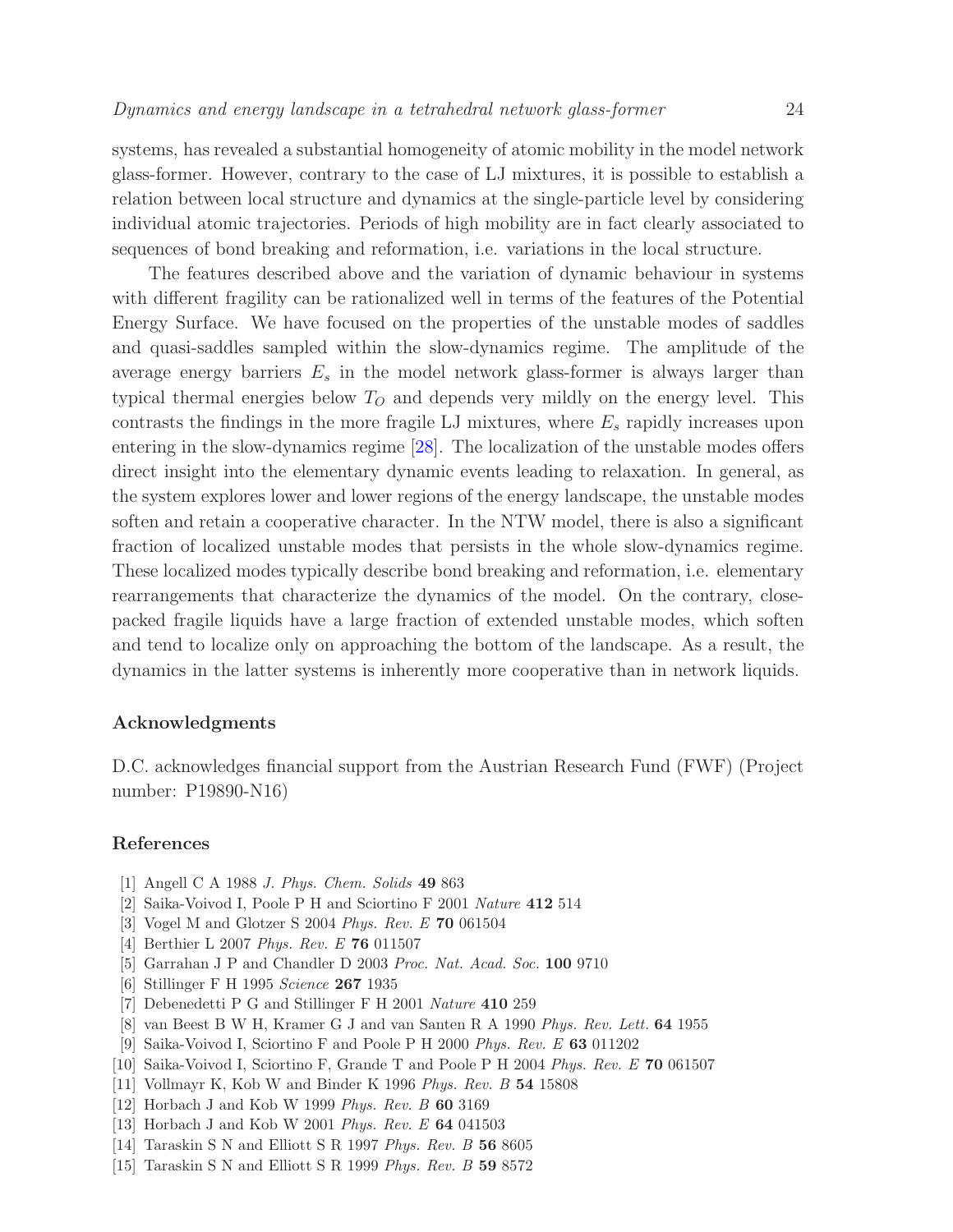systems, has revealed a substantial homogeneity of atomic mobility in the model network glass-former. However, contrary to the case of LJ mixtures, it is possible to establish a relation between local structure and dynamics at the single-particle level by considering individual atomic trajectories. Periods of high mobility are in fact clearly associated to sequences of bond breaking and reformation, i.e. variations in the local structure.

The features described above and the variation of dynamic behaviour in systems with different fragility can be rationalized well in terms of the features of the Potential Energy Surface. We have focused on the properties of the unstable modes of saddles and quasi-saddles sampled within the slow-dynamics regime. The amplitude of the average energy barriers $E_s$ in the model network glass-former is always larger than typical thermal energies below $T_O$ and depends very mildly on the energy level. This contrasts the findings in the more fragile LJ mixtures, where $E_s$ rapidly increases upon entering in the slow-dynamics regime [28]. The localization of the unstable modes offers direct insight into the elementary dynamic events leading to relaxation. In general, as the system explores lower and lower regions of the energy landscape, the unstable modes soften and retain a cooperative character. In the NTW model, there is also a significant fraction of localized unstable modes that persists in the whole slow-dynamics regime. These localized modes typically describe bond breaking and reformation, i.e. elementary rearrangements that characterize the dynamics of the model. On the contrary, close-packed fragile liquids have a large fraction of extended unstable modes, which soften and tend to localize only on approaching the bottom of the landscape. As a result, the dynamics in the latter systems is inherently more cooperative than in network liquids.

### Acknowledgments

D.C. acknowledges financial support from the Austrian Research Fund (FWF) (Project number: P19890-N16)

### References

[1] Angell C A 1988 *J. Phys. Chem. Solids* **49** 863
[2] Saika-Voivod I, Poole P H and Sciortino F 2001 *Nature* **412** 514
[3] Vogel M and Glotzer S 2004 *Phys. Rev. E* **70** 061504
[4] Berthier L 2007 *Phys. Rev. E* **76** 011507
[5] Garrahan J P and Chandler D 2003 *Proc. Nat. Acad. Soc.* **100** 9710
[6] Stillinger F H 1995 *Science* **267** 1935
[7] Debenedetti P G and Stillinger F H 2001 *Nature* **410** 259
[8] van Beest B W H, Kramer G J and van Santen R A 1990 *Phys. Rev. Lett.* **64** 1955
[9] Saika-Voivod I, Sciortino F and Poole P H 2000 *Phys. Rev. E* **63** 011202
[10] Saika-Voivod I, Sciortino F, Grande T and Poole P H 2004 *Phys. Rev. E* **70** 061507
[11] Vollmayr K, Kob W and Binder K 1996 *Phys. Rev. B* **54** 15808
[12] Horbach J and Kob W 1999 *Phys. Rev. B* **60** 3169
[13] Horbach J and Kob W 2001 *Phys. Rev. E* **64** 041503
[14] Taraskin S N and Elliott S R 1997 *Phys. Rev. B* **56** 8605
[15] Taraskin S N and Elliott S R 1999 *Phys. Rev. B* **59** 8572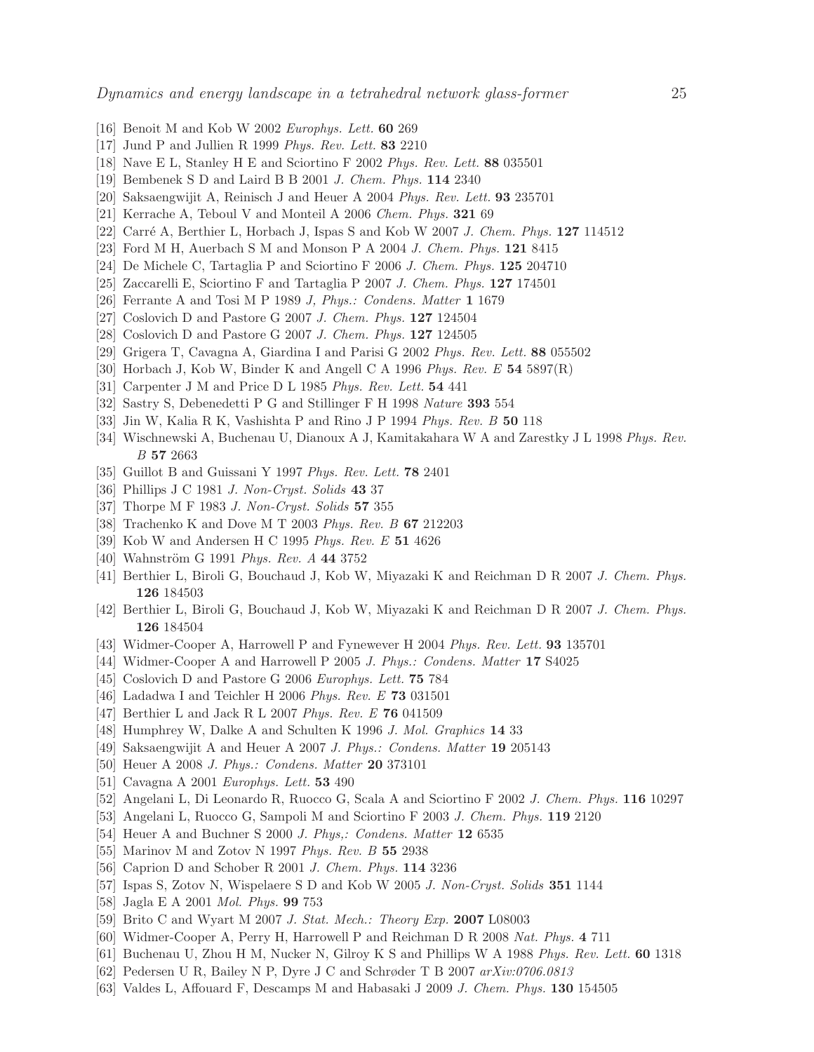[16] Benoit M and Kob W 2002 *Europhys. Lett.* **60** 269

[17] Jund P and Jullien R 1999 *Phys. Rev. Lett.* **83** 2210

[18] Nave E L, Stanley H E and Sciortino F 2002 *Phys. Rev. Lett.* **88** 035501

[19] Bembenek S D and Laird B B 2001 *J. Chem. Phys.* **114** 2340

[20] Saksaengwijit A, Reinisch J and Heuer A 2004 *Phys. Rev. Lett.* **93** 235701

[21] Kerrache A, Teboul V and Monteil A 2006 *Chem. Phys.* **321** 69

[22] Carré A, Berthier L, Horbach J, Ispas S and Kob W 2007 *J. Chem. Phys.* **127** 114512

[23] Ford M H, Auerbach S M and Monson P A 2004 *J. Chem. Phys.* **121** 8415

[24] De Michele C, Tartaglia P and Sciortino F 2006 *J. Chem. Phys.* **125** 204710

[25] Zaccarelli E, Sciortino F and Tartaglia P 2007 *J. Chem. Phys.* **127** 174501

[26] Ferrante A and Tosi M P 1989 *J, Phys.: Condens. Matter* **1** 1679

[27] Coslovich D and Pastore G 2007 *J. Chem. Phys.* **127** 124504

[28] Coslovich D and Pastore G 2007 *J. Chem. Phys.* **127** 124505

[29] Grigera T, Cavagna A, Giardina I and Parisi G 2002 *Phys. Rev. Lett.* **88** 055502

[30] Horbach J, Kob W, Binder K and Angell C A 1996 *Phys. Rev. E* **54** 5897(R)

[31] Carpenter J M and Price D L 1985 *Phys. Rev. Lett.* **54** 441

[32] Sastry S, Debenedetti P G and Stillinger F H 1998 *Nature* **393** 554

[33] Jin W, Kalia R K, Vashishta P and Rino J P 1994 *Phys. Rev. B* **50** 118

[34] Wischnewski A, Buchenau U, Dianoux A J, Kamitakahara W A and Zarestky J L 1998 *Phys. Rev. B* **57** 2663

[35] Guillot B and Guissani Y 1997 *Phys. Rev. Lett.* **78** 2401

[36] Phillips J C 1981 *J. Non-Cryst. Solids* **43** 37

[37] Thorpe M F 1983 *J. Non-Cryst. Solids* **57** 355

[38] Trachenko K and Dove M T 2003 *Phys. Rev. B* **67** 212203

[39] Kob W and Andersen H C 1995 *Phys. Rev. E* **51** 4626

[40] Wahnström G 1991 *Phys. Rev. A* **44** 3752

[41] Berthier L, Biroli G, Bouchaud J, Kob W, Miyazaki K and Reichman D R 2007 *J. Chem. Phys.* **126** 184503

[42] Berthier L, Biroli G, Bouchaud J, Kob W, Miyazaki K and Reichman D R 2007 *J. Chem. Phys.* **126** 184504

[43] Widmer-Cooper A, Harrowell P and Fynewever H 2004 *Phys. Rev. Lett.* **93** 135701

[44] Widmer-Cooper A and Harrowell P 2005 *J. Phys.: Condens. Matter* **17** S4025

[45] Coslovich D and Pastore G 2006 *Europhys. Lett.* **75** 784

[46] Ladadwa I and Teichler H 2006 *Phys. Rev. E* **73** 031501

[47] Berthier L and Jack R L 2007 *Phys. Rev. E* **76** 041509

[48] Humphrey W, Dalke A and Schulten K 1996 *J. Mol. Graphics* **14** 33

[49] Saksaengwijit A and Heuer A 2007 *J. Phys.: Condens. Matter* **19** 205143

[50] Heuer A 2008 *J. Phys.: Condens. Matter* **20** 373101

[51] Cavagna A 2001 *Europhys. Lett.* **53** 490

[52] Angelani L, Di Leonardo R, Ruocco G, Scala A and Sciortino F 2002 *J. Chem. Phys.* **116** 10297

[53] Angelani L, Ruocco G, Sampoli M and Sciortino F 2003 *J. Chem. Phys.* **119** 2120

[54] Heuer A and Buchner S 2000 *J. Phys,: Condens. Matter* **12** 6535

[55] Marinov M and Zotov N 1997 *Phys. Rev. B* **55** 2938

[56] Caprion D and Schober R 2001 *J. Chem. Phys.* **114** 3236

[57] Ispas S, Zotov N, Wispelaere S D and Kob W 2005 *J. Non-Cryst. Solids* **351** 1144

[58] Jagla E A 2001 *Mol. Phys.* **99** 753

[59] Brito C and Wyart M 2007 *J. Stat. Mech.: Theory Exp.* **2007** L08003

[60] Widmer-Cooper A, Perry H, Harrowell P and Reichman D R 2008 *Nat. Phys.* **4** 711

[61] Buchenau U, Zhou H M, Nucker N, Gilroy K S and Phillips W A 1988 *Phys. Rev. Lett.* **60** 1318

[62] Pedersen U R, Bailey N P, Dyre J C and Schrøder T B 2007 *arXiv:0706.0813*

[63] Valdes L, Affouard F, Descamps M and Habasaki J 2009 *J. Chem. Phys.* **130** 154505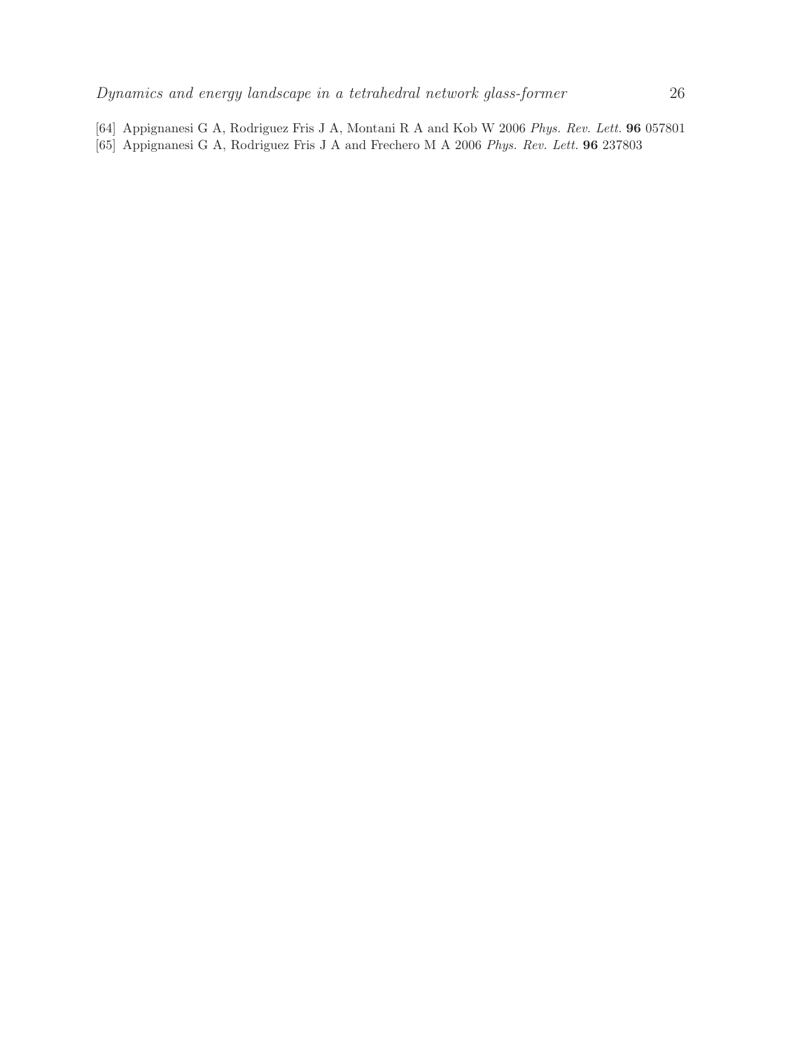[64] Appignanesi G A, Rodriguez Fris J A, Montani R A and Kob W 2006 *Phys. Rev. Lett.* **96** 057801

[65] Appignanesi G A, Rodriguez Fris J A and Frechero M A 2006 *Phys. Rev. Lett.* **96** 237803